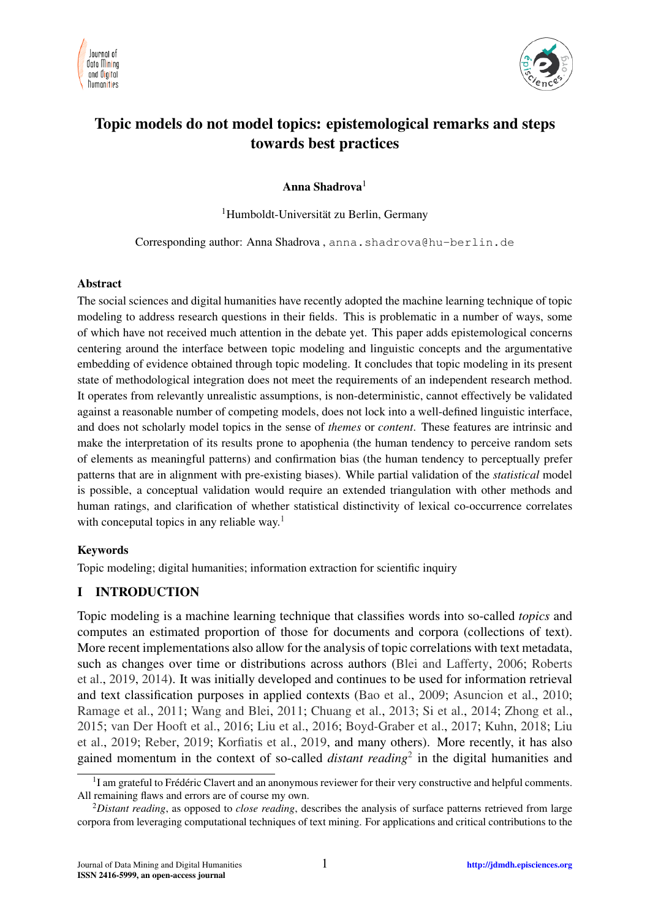# Topic models do not model topics: epistemological remarks and steps towards best practices

**Anna Shadrova**[1]

[1]Humboldt-Universität zu Berlin, Germany

Corresponding author: Anna Shadrova , anna.shadrova@hu-berlin.de

### Abstract

The social sciences and digital humanities have recently adopted the machine learning technique of topic modeling to address research questions in their fields. This is problematic in a number of ways, some of which have not received much attention in the debate yet. This paper adds epistemological concerns centering around the interface between topic modeling and linguistic concepts and the argumentative embedding of evidence obtained through topic modeling. It concludes that topic modeling in its present state of methodological integration does not meet the requirements of an independent research method. It operates from relevantly unrealistic assumptions, is non-deterministic, cannot effectively be validated against a reasonable number of competing models, does not lock into a well-defined linguistic interface, and does not scholarly model topics in the sense of *themes* or *content*. These features are intrinsic and make the interpretation of its results prone to apophenia (the human tendency to perceive random sets of elements as meaningful patterns) and confirmation bias (the human tendency to perceptually prefer patterns that are in alignment with pre-existing biases). While partial validation of the *statistical* model is possible, a conceptual validation would require an extended triangulation with other methods and human ratings, and clarification of whether statistical distinctivity of lexical co-occurrence correlates with conceptual topics in any reliable way.[1]

### Keywords

Topic modeling; digital humanities; information extraction for scientific inquiry

## I INTRODUCTION

Topic modeling is a machine learning technique that classifies words into so-called *topics* and computes an estimated proportion of those for documents and corpora (collections of text). More recent implementations also allow for the analysis of topic correlations with text metadata, such as changes over time or distributions across authors (Blei and Lafferty, 2006; Roberts et al., 2019, 2014). It was initially developed and continues to be used for information retrieval and text classification purposes in applied contexts (Bao et al., 2009; Asuncion et al., 2010; Ramage et al., 2011; Wang and Blei, 2011; Chuang et al., 2013; Si et al., 2014; Zhong et al., 2015; van Der Hooft et al., 2016; Liu et al., 2016; Boyd-Graber et al., 2017; Kuhn, 2018; Liu et al., 2019; Reber, 2019; Korfiatis et al., 2019, and many others). More recently, it has also gained momentum in the context of so-called *distant reading*[2] in the digital humanities and

[1]I am grateful to Frédéric Clavert and an anonymous reviewer for their very constructive and helpful comments. All remaining flaws and errors are of course my own.

[2]*Distant reading*, as opposed to *close reading*, describes the analysis of surface patterns retrieved from large corpora from leveraging computational techniques of text mining. For applications and critical contributions to the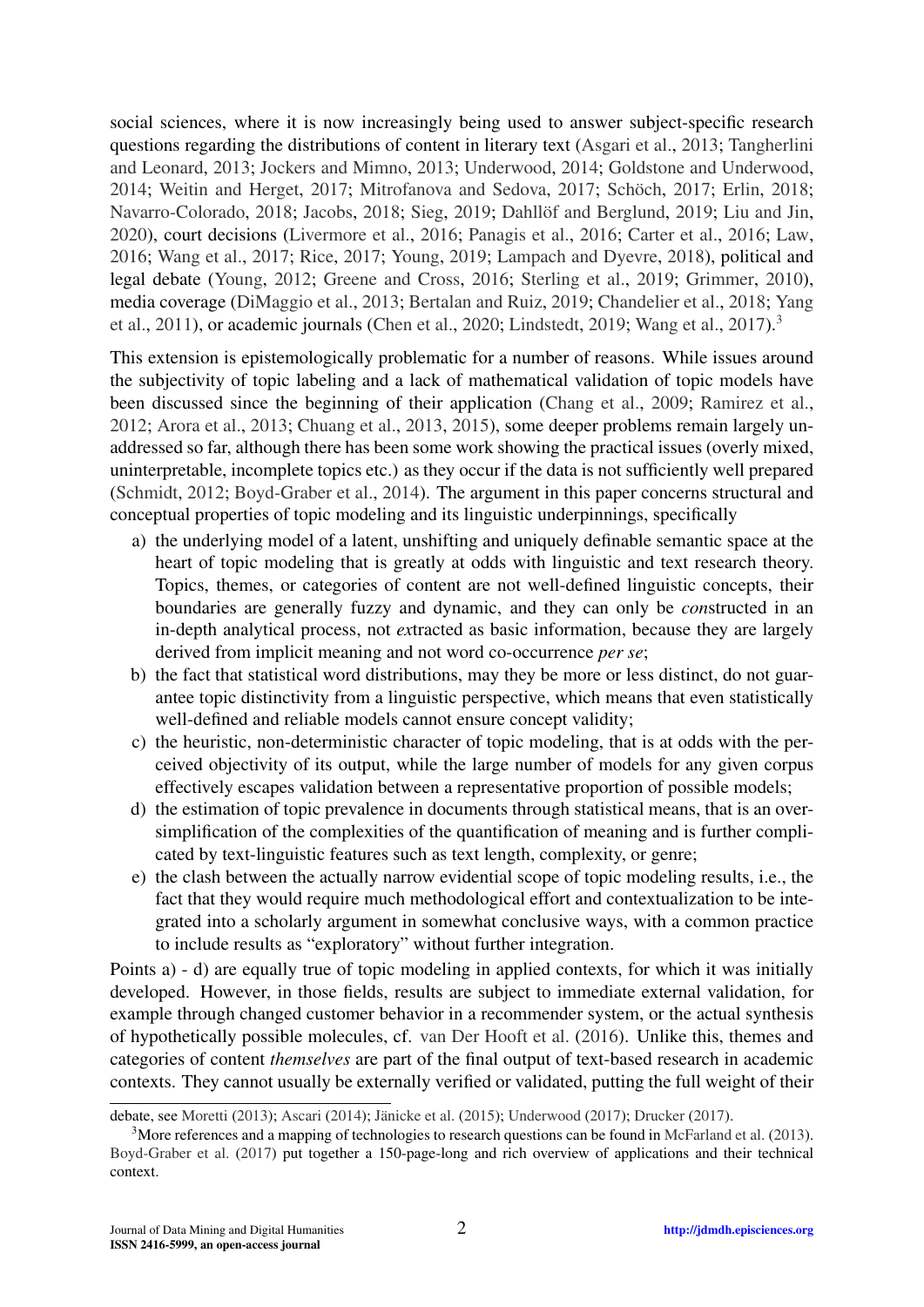social sciences, where it is now increasingly being used to answer subject-specific research questions regarding the distributions of content in literary text (Asgari et al., 2013; Tangherlini and Leonard, 2013; Jockers and Mimno, 2013; Underwood, 2014; Goldstone and Underwood, 2014; Weitin and Herget, 2017; Mitrofanova and Sedova, 2017; Schöch, 2017; Erlin, 2018; Navarro-Colorado, 2018; Jacobs, 2018; Sieg, 2019; Dahllöf and Berglund, 2019; Liu and Jin, 2020), court decisions (Livermore et al., 2016; Panagis et al., 2016; Carter et al., 2016; Law, 2016; Wang et al., 2017; Rice, 2017; Young, 2019; Lampach and Dyevre, 2018), political and legal debate (Young, 2012; Greene and Cross, 2016; Sterling et al., 2019; Grimmer, 2010), media coverage (DiMaggio et al., 2013; Bertalan and Ruiz, 2019; Chandelier et al., 2018; Yang et al., 2011), or academic journals (Chen et al., 2020; Lindstedt, 2019; Wang et al., 2017).[3]

This extension is epistemologically problematic for a number of reasons. While issues around the subjectivity of topic labeling and a lack of mathematical validation of topic models have been discussed since the beginning of their application (Chang et al., 2009; Ramirez et al., 2012; Arora et al., 2013; Chuang et al., 2013, 2015), some deeper problems remain largely unaddressed so far, although there has been some work showing the practical issues (overly mixed, uninterpretable, incomplete topics etc.) as they occur if the data is not sufficiently well prepared (Schmidt, 2012; Boyd-Graber et al., 2014). The argument in this paper concerns structural and conceptual properties of topic modeling and its linguistic underpinnings, specifically

a) the underlying model of a latent, unshifting and uniquely definable semantic space at the heart of topic modeling that is greatly at odds with linguistic and text research theory. Topics, themes, or categories of content are not well-defined linguistic concepts, their boundaries are generally fuzzy and dynamic, and they can only be *con*structed in an in-depth analytical process, not *ex*tracted as basic information, because they are largely derived from implicit meaning and not word co-occurrence *per se*;
b) the fact that statistical word distributions, may they be more or less distinct, do not guarantee topic distinctivity from a linguistic perspective, which means that even statistically well-defined and reliable models cannot ensure concept validity;
c) the heuristic, non-deterministic character of topic modeling, that is at odds with the perceived objectivity of its output, while the large number of models for any given corpus effectively escapes validation between a representative proportion of possible models;
d) the estimation of topic prevalence in documents through statistical means, that is an oversimplification of the complexities of the quantification of meaning and is further complicated by text-linguistic features such as text length, complexity, or genre;
e) the clash between the actually narrow evidential scope of topic modeling results, i.e., the fact that they would require much methodological effort and contextualization to be integrated into a scholarly argument in somewhat conclusive ways, with a common practice to include results as "exploratory" without further integration.

Points a) - d) are equally true of topic modeling in applied contexts, for which it was initially developed. However, in those fields, results are subject to immediate external validation, for example through changed customer behavior in a recommender system, or the actual synthesis of hypothetically possible molecules, cf. van Der Hooft et al. (2016). Unlike this, themes and categories of content *themselves* are part of the final output of text-based research in academic contexts. They cannot usually be externally verified or validated, putting the full weight of their

debate, see Moretti (2013); Ascari (2014); Jänicke et al. (2015); Underwood (2017); Drucker (2017).

[3] More references and a mapping of technologies to research questions can be found in McFarland et al. (2013). Boyd-Graber et al. (2017) put together a 150-page-long and rich overview of applications and their technical context.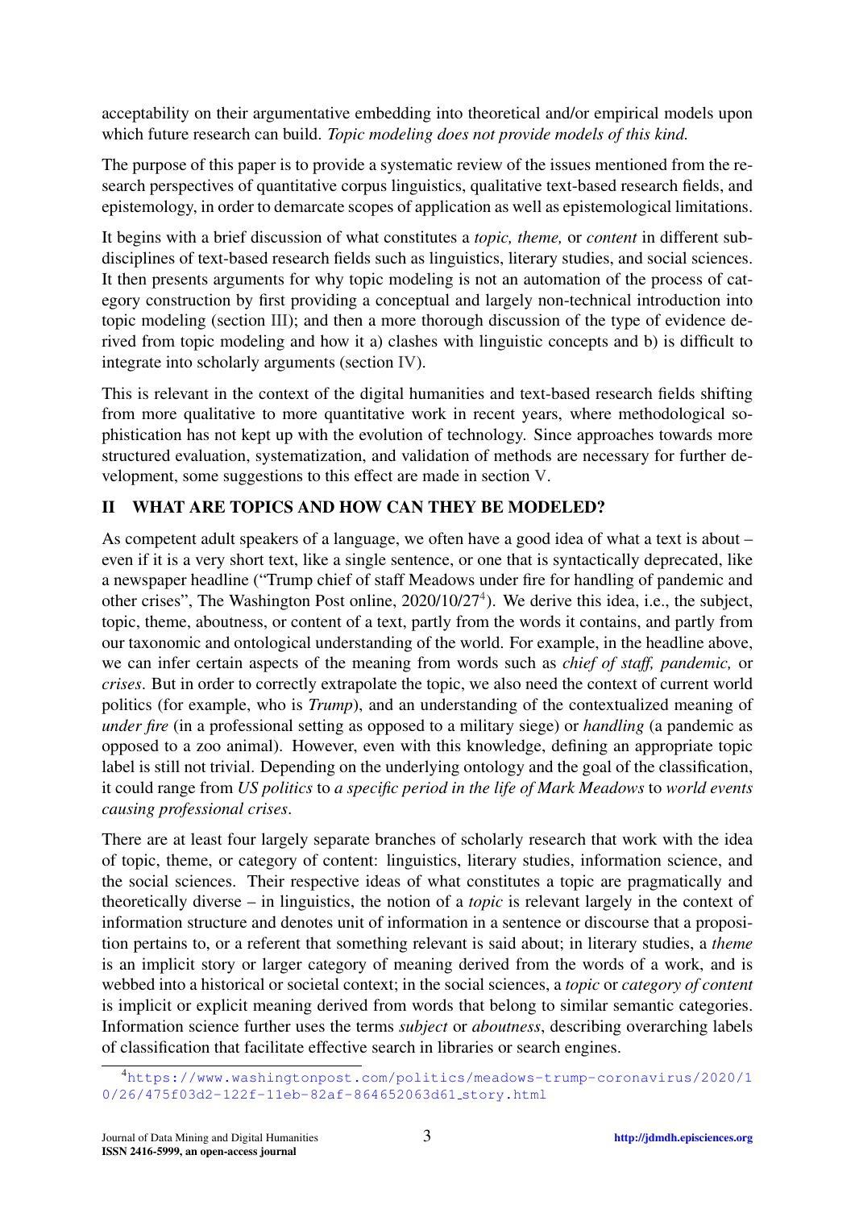acceptability on their argumentative embedding into theoretical and/or empirical models upon which future research can build. *Topic modeling does not provide models of this kind.*

The purpose of this paper is to provide a systematic review of the issues mentioned from the research perspectives of quantitative corpus linguistics, qualitative text-based research fields, and epistemology, in order to demarcate scopes of application as well as epistemological limitations.

It begins with a brief discussion of what constitutes a *topic, theme,* or *content* in different subdisciplines of text-based research fields such as linguistics, literary studies, and social sciences. It then presents arguments for why topic modeling is not an automation of the process of category construction by first providing a conceptual and largely non-technical introduction into topic modeling (section III); and then a more thorough discussion of the type of evidence derived from topic modeling and how it a) clashes with linguistic concepts and b) is difficult to integrate into scholarly arguments (section IV).

This is relevant in the context of the digital humanities and text-based research fields shifting from more qualitative to more quantitative work in recent years, where methodological sophistication has not kept up with the evolution of technology. Since approaches towards more structured evaluation, systematization, and validation of methods are necessary for further development, some suggestions to this effect are made in section V.

## II WHAT ARE TOPICS AND HOW CAN THEY BE MODELED?

As competent adult speakers of a language, we often have a good idea of what a text is about – even if it is a very short text, like a single sentence, or one that is syntactically deprecated, like a newspaper headline ("Trump chief of staff Meadows under fire for handling of pandemic and other crises", The Washington Post online, 2020/10/27[4]). We derive this idea, i.e., the subject, topic, theme, aboutness, or content of a text, partly from the words it contains, and partly from our taxonomic and ontological understanding of the world. For example, in the headline above, we can infer certain aspects of the meaning from words such as *chief of staff, pandemic,* or *crises*. But in order to correctly extrapolate the topic, we also need the context of current world politics (for example, who is *Trump*), and an understanding of the contextualized meaning of *under fire* (in a professional setting as opposed to a military siege) or *handling* (a pandemic as opposed to a zoo animal). However, even with this knowledge, defining an appropriate topic label is still not trivial. Depending on the underlying ontology and the goal of the classification, it could range from *US politics* to *a specific period in the life of Mark Meadows* to *world events causing professional crises*.

There are at least four largely separate branches of scholarly research that work with the idea of topic, theme, or category of content: linguistics, literary studies, information science, and the social sciences. Their respective ideas of what constitutes a topic are pragmatically and theoretically diverse – in linguistics, the notion of a *topic* is relevant largely in the context of information structure and denotes unit of information in a sentence or discourse that a proposition pertains to, or a referent that something relevant is said about; in literary studies, a *theme* is an implicit story or larger category of meaning derived from the words of a work, and is webbed into a historical or societal context; in the social sciences, a *topic* or *category of content* is implicit or explicit meaning derived from words that belong to similar semantic categories. Information science further uses the terms *subject* or *aboutness*, describing overarching labels of classification that facilitate effective search in libraries or search engines.

[4] https://www.washingtonpost.com/politics/meadows-trump-coronavirus/2020/10/26/475f03d2-122f-11eb-82af-864652063d61_story.html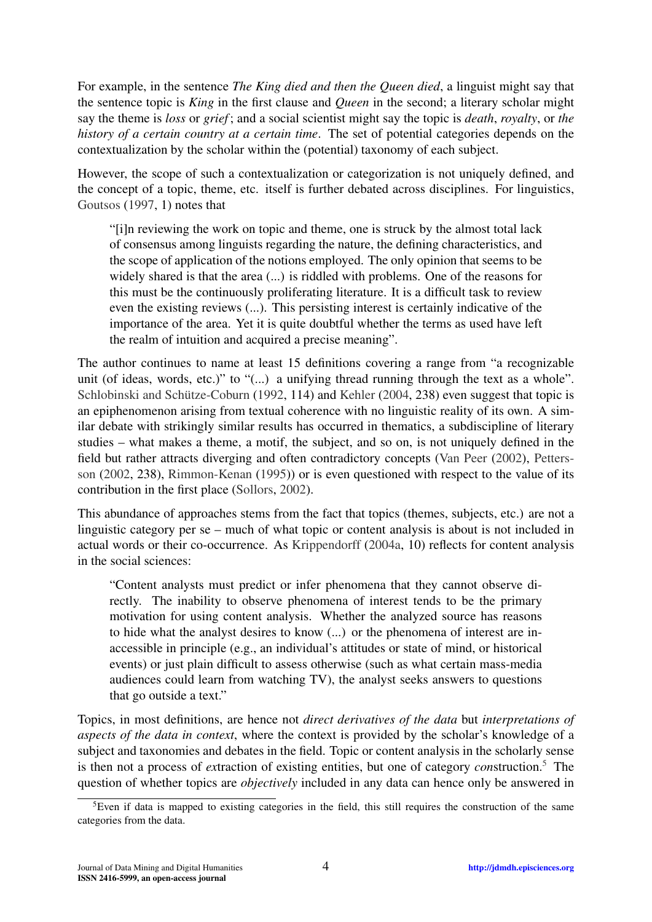For example, in the sentence *The King died and then the Queen died*, a linguist might say that the sentence topic is *King* in the first clause and *Queen* in the second; a literary scholar might say the theme is *loss* or *grief*; and a social scientist might say the topic is *death*, *royalty*, or *the history of a certain country at a certain time*. The set of potential categories depends on the contextualization by the scholar within the (potential) taxonomy of each subject.

However, the scope of such a contextualization or categorization is not uniquely defined, and the concept of a topic, theme, etc. itself is further debated across disciplines. For linguistics, Goutsos (1997, 1) notes that

> "[i]n reviewing the work on topic and theme, one is struck by the almost total lack of consensus among linguists regarding the nature, the defining characteristics, and the scope of application of the notions employed. The only opinion that seems to be widely shared is that the area (...) is riddled with problems. One of the reasons for this must be the continuously proliferating literature. It is a difficult task to review even the existing reviews (...). This persisting interest is certainly indicative of the importance of the area. Yet it is quite doubtful whether the terms as used have left the realm of intuition and acquired a precise meaning".

The author continues to name at least 15 definitions covering a range from "a recognizable unit (of ideas, words, etc.)" to "(...) a unifying thread running through the text as a whole". Schlobinski and Schütze-Coburn (1992, 114) and Kehler (2004, 238) even suggest that topic is an epiphenomenon arising from textual coherence with no linguistic reality of its own. A similar debate with strikingly similar results has occurred in thematics, a subdiscipline of literary studies – what makes a theme, a motif, the subject, and so on, is not uniquely defined in the field but rather attracts diverging and often contradictory concepts (Van Peer (2002), Pettersson (2002, 238), Rimmon-Kenan (1995)) or is even questioned with respect to the value of its contribution in the first place (Sollors, 2002).

This abundance of approaches stems from the fact that topics (themes, subjects, etc.) are not a linguistic category per se – much of what topic or content analysis is about is not included in actual words or their co-occurrence. As Krippendorff (2004a, 10) reflects for content analysis in the social sciences:

> "Content analysts must predict or infer phenomena that they cannot observe directly. The inability to observe phenomena of interest tends to be the primary motivation for using content analysis. Whether the analyzed source has reasons to hide what the analyst desires to know (...) or the phenomena of interest are inaccessible in principle (e.g., an individual's attitudes or state of mind, or historical events) or just plain difficult to assess otherwise (such as what certain mass-media audiences could learn from watching TV), the analyst seeks answers to questions that go outside a text."

Topics, in most definitions, are hence not *direct derivatives of the data* but *interpretations of aspects of the data in context*, where the context is provided by the scholar's knowledge of a subject and taxonomies and debates in the field. Topic or content analysis in the scholarly sense is then not a process of *ex*traction of existing entities, but one of category *con*struction.[5] The question of whether topics are *objectively* included in any data can hence only be answered in

[5] Even if data is mapped to existing categories in the field, this still requires the construction of the same categories from the data.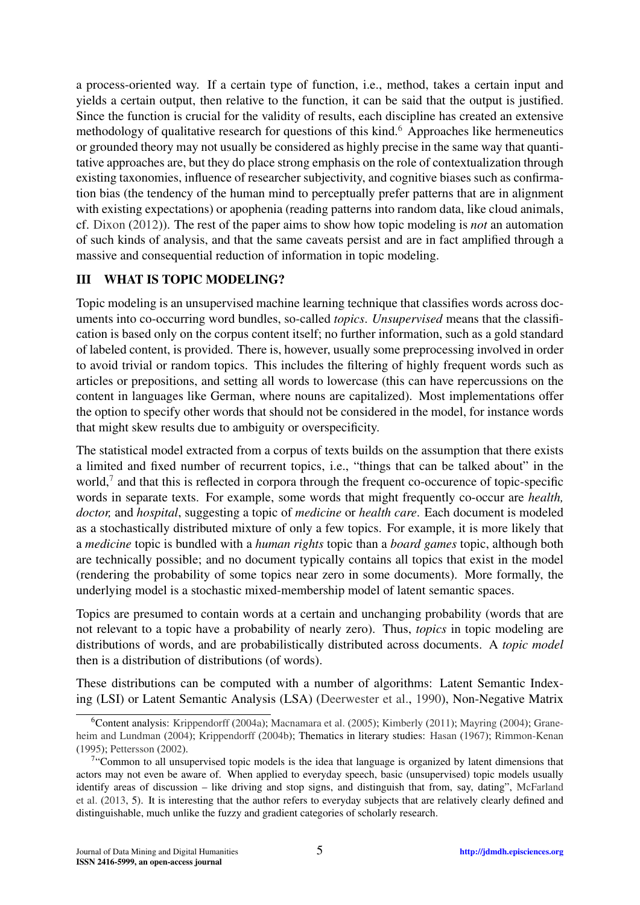a process-oriented way. If a certain type of function, i.e., method, takes a certain input and yields a certain output, then relative to the function, it can be said that the output is justified. Since the function is crucial for the validity of results, each discipline has created an extensive methodology of qualitative research for questions of this kind.[6] Approaches like hermeneutics or grounded theory may not usually be considered as highly precise in the same way that quantitative approaches are, but they do place strong emphasis on the role of contextualization through existing taxonomies, influence of researcher subjectivity, and cognitive biases such as confirmation bias (the tendency of the human mind to perceptually prefer patterns that are in alignment with existing expectations) or apophenia (reading patterns into random data, like cloud animals, cf. Dixon (2012)). The rest of the paper aims to show how topic modeling is *not* an automation of such kinds of analysis, and that the same caveats persist and are in fact amplified through a massive and consequential reduction of information in topic modeling.

## III WHAT IS TOPIC MODELING?

Topic modeling is an unsupervised machine learning technique that classifies words across documents into co-occurring word bundles, so-called *topics*. *Unsupervised* means that the classification is based only on the corpus content itself; no further information, such as a gold standard of labeled content, is provided. There is, however, usually some preprocessing involved in order to avoid trivial or random topics. This includes the filtering of highly frequent words such as articles or prepositions, and setting all words to lowercase (this can have repercussions on the content in languages like German, where nouns are capitalized). Most implementations offer the option to specify other words that should not be considered in the model, for instance words that might skew results due to ambiguity or overspecificity.

The statistical model extracted from a corpus of texts builds on the assumption that there exists a limited and fixed number of recurrent topics, i.e., "things that can be talked about" in the world,[7] and that this is reflected in corpora through the frequent co-occurence of topic-specific words in separate texts. For example, some words that might frequently co-occur are *health, doctor,* and *hospital*, suggesting a topic of *medicine* or *health care*. Each document is modeled as a stochastically distributed mixture of only a few topics. For example, it is more likely that a *medicine* topic is bundled with a *human rights* topic than a *board games* topic, although both are technically possible; and no document typically contains all topics that exist in the model (rendering the probability of some topics near zero in some documents). More formally, the underlying model is a stochastic mixed-membership model of latent semantic spaces.

Topics are presumed to contain words at a certain and unchanging probability (words that are not relevant to a topic have a probability of nearly zero). Thus, *topics* in topic modeling are distributions of words, and are probabilistically distributed across documents. A *topic model* then is a distribution of distributions (of words).

These distributions can be computed with a number of algorithms: Latent Semantic Indexing (LSI) or Latent Semantic Analysis (LSA) (Deerwester et al., 1990), Non-Negative Matrix

---

[6] Content analysis: Krippendorff (2004a); Macnamara et al. (2005); Kimberly (2011); Mayring (2004); Graneheim and Lundman (2004); Krippendorff (2004b); Thematics in literary studies: Hasan (1967); Rimmon-Kenan (1995); Pettersson (2002).

[7] "Common to all unsupervised topic models is the idea that language is organized by latent dimensions that actors may not even be aware of. When applied to everyday speech, basic (unsupervised) topic models usually identify areas of discussion – like driving and stop signs, and distinguish that from, say, dating", McFarland et al. (2013, 5). It is interesting that the author refers to everyday subjects that are relatively clearly defined and distinguishable, much unlike the fuzzy and gradient categories of scholarly research.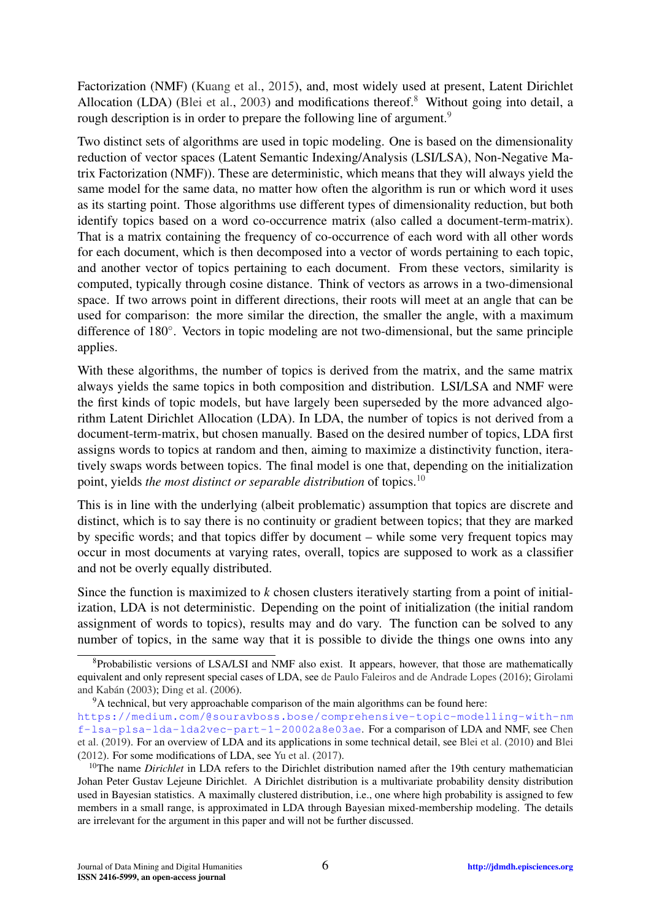Factorization (NMF) (Kuang et al., 2015), and, most widely used at present, Latent Dirichlet Allocation (LDA) (Blei et al., 2003) and modifications thereof.[8] Without going into detail, a rough description is in order to prepare the following line of argument.[9]

Two distinct sets of algorithms are used in topic modeling. One is based on the dimensionality reduction of vector spaces (Latent Semantic Indexing/Analysis (LSI/LSA), Non-Negative Matrix Factorization (NMF)). These are deterministic, which means that they will always yield the same model for the same data, no matter how often the algorithm is run or which word it uses as its starting point. Those algorithms use different types of dimensionality reduction, but both identify topics based on a word co-occurrence matrix (also called a document-term-matrix). That is a matrix containing the frequency of co-occurrence of each word with all other words for each document, which is then decomposed into a vector of words pertaining to each topic, and another vector of topics pertaining to each document. From these vectors, similarity is computed, typically through cosine distance. Think of vectors as arrows in a two-dimensional space. If two arrows point in different directions, their roots will meet at an angle that can be used for comparison: the more similar the direction, the smaller the angle, with a maximum difference of 180°. Vectors in topic modeling are not two-dimensional, but the same principle applies.

With these algorithms, the number of topics is derived from the matrix, and the same matrix always yields the same topics in both composition and distribution. LSI/LSA and NMF were the first kinds of topic models, but have largely been superseded by the more advanced algorithm Latent Dirichlet Allocation (LDA). In LDA, the number of topics is not derived from a document-term-matrix, but chosen manually. Based on the desired number of topics, LDA first assigns words to topics at random and then, aiming to maximize a distinctivity function, iteratively swaps words between topics. The final model is one that, depending on the initialization point, yields *the most distinct or separable distribution* of topics.[10]

This is in line with the underlying (albeit problematic) assumption that topics are discrete and distinct, which is to say there is no continuity or gradient between topics; that they are marked by specific words; and that topics differ by document – while some very frequent topics may occur in most documents at varying rates, overall, topics are supposed to work as a classifier and not be overly equally distributed.

Since the function is maximized to $k$ chosen clusters iteratively starting from a point of initialization, LDA is not deterministic. Depending on the point of initialization (the initial random assignment of words to topics), results may and do vary. The function can be solved to any number of topics, in the same way that it is possible to divide the things one owns into any

---

[8] Probabilistic versions of LSA/LSI and NMF also exist. It appears, however, that those are mathematically equivalent and only represent special cases of LDA, see de Paulo Faleiros and de Andrade Lopes (2016); Girolami and Kabán (2003); Ding et al. (2006).

[9] A technical, but very approachable comparison of the main algorithms can be found here: https://medium.com/@souravboss.bose/comprehensive-topic-modelling-with-nmf-lsa-plsa-lda-lda2vec-part-1-20002a8e03ae. For a comparison of LDA and NMF, see Chen et al. (2019). For an overview of LDA and its applications in some technical detail, see Blei et al. (2010) and Blei (2012). For some modifications of LDA, see Yu et al. (2017).

[10] The name *Dirichlet* in LDA refers to the Dirichlet distribution named after the 19th century mathematician Johan Peter Gustav Lejeune Dirichlet. A Dirichlet distribution is a multivariate probability density distribution used in Bayesian statistics. A maximally clustered distribution, i.e., one where high probability is assigned to few members in a small range, is approximated in LDA through Bayesian mixed-membership modeling. The details are irrelevant for the argument in this paper and will not be further discussed.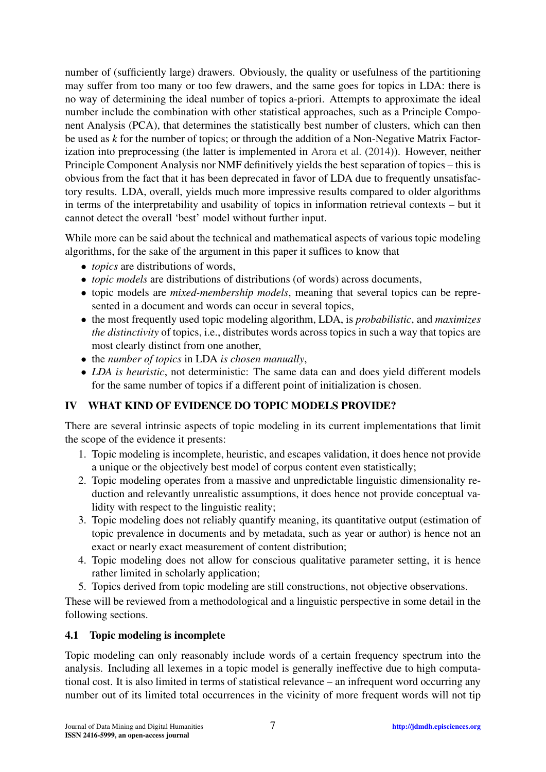number of (sufficiently large) drawers. Obviously, the quality or usefulness of the partitioning may suffer from too many or too few drawers, and the same goes for topics in LDA: there is no way of determining the ideal number of topics a-priori. Attempts to approximate the ideal number include the combination with other statistical approaches, such as a Principle Component Analysis (PCA), that determines the statistically best number of clusters, which can then be used as *k* for the number of topics; or through the addition of a Non-Negative Matrix Factorization into preprocessing (the latter is implemented in Arora et al. (2014)). However, neither Principle Component Analysis nor NMF definitively yields the best separation of topics – this is obvious from the fact that it has been deprecated in favor of LDA due to frequently unsatisfactory results. LDA, overall, yields much more impressive results compared to older algorithms in terms of the interpretability and usability of topics in information retrieval contexts – but it cannot detect the overall 'best' model without further input.

While more can be said about the technical and mathematical aspects of various topic modeling algorithms, for the sake of the argument in this paper it suffices to know that

- *topics* are distributions of words,
- *topic models* are distributions of distributions (of words) across documents,
- topic models are *mixed-membership models*, meaning that several topics can be represented in a document and words can occur in several topics,
- the most frequently used topic modeling algorithm, LDA, is *probabilistic*, and *maximizes the distinctivity* of topics, i.e., distributes words across topics in such a way that topics are most clearly distinct from one another,
- the *number of topics* in LDA *is chosen manually*,
- *LDA is heuristic*, not deterministic: The same data can and does yield different models for the same number of topics if a different point of initialization is chosen.

## IV WHAT KIND OF EVIDENCE DO TOPIC MODELS PROVIDE?

There are several intrinsic aspects of topic modeling in its current implementations that limit the scope of the evidence it presents:

1. Topic modeling is incomplete, heuristic, and escapes validation, it does hence not provide a unique or the objectively best model of corpus content even statistically;
2. Topic modeling operates from a massive and unpredictable linguistic dimensionality reduction and relevantly unrealistic assumptions, it does hence not provide conceptual validity with respect to the linguistic reality;
3. Topic modeling does not reliably quantify meaning, its quantitative output (estimation of topic prevalence in documents and by metadata, such as year or author) is hence not an exact or nearly exact measurement of content distribution;
4. Topic modeling does not allow for conscious qualitative parameter setting, it is hence rather limited in scholarly application;
5. Topics derived from topic modeling are still constructions, not objective observations.

These will be reviewed from a methodological and a linguistic perspective in some detail in the following sections.

### 4.1 Topic modeling is incomplete

Topic modeling can only reasonably include words of a certain frequency spectrum into the analysis. Including all lexemes in a topic model is generally ineffective due to high computational cost. It is also limited in terms of statistical relevance – an infrequent word occurring any number out of its limited total occurrences in the vicinity of more frequent words will not tip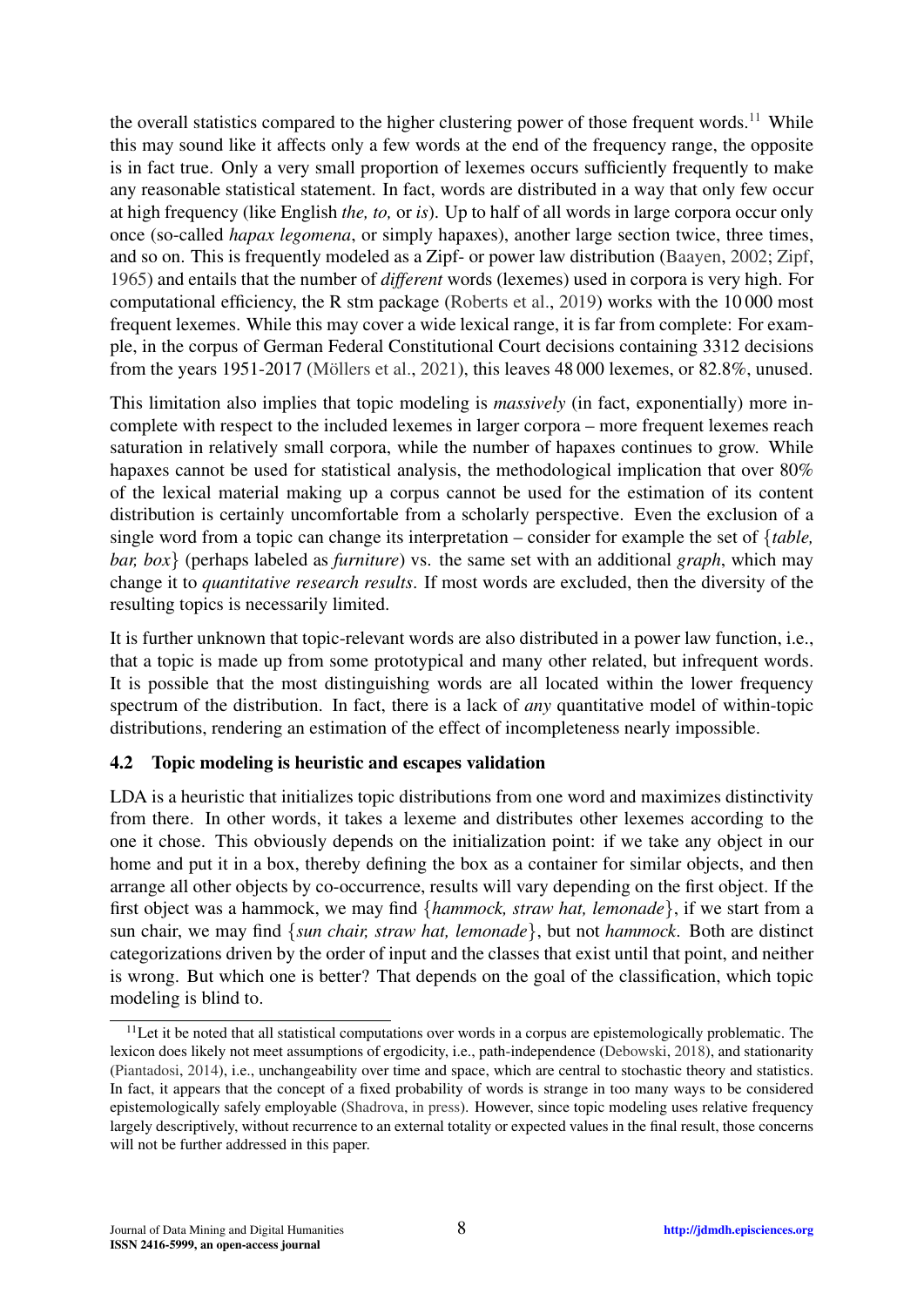the overall statistics compared to the higher clustering power of those frequent words.[11] While this may sound like it affects only a few words at the end of the frequency range, the opposite is in fact true. Only a very small proportion of lexemes occurs sufficiently frequently to make any reasonable statistical statement. In fact, words are distributed in a way that only few occur at high frequency (like English *the, to,* or *is*). Up to half of all words in large corpora occur only once (so-called *hapax legomena*, or simply hapaxes), another large section twice, three times, and so on. This is frequently modeled as a Zipf- or power law distribution (Baayen, 2002; Zipf, 1965) and entails that the number of *different* words (lexemes) used in corpora is very high. For computational efficiency, the R stm package (Roberts et al., 2019) works with the 10 000 most frequent lexemes. While this may cover a wide lexical range, it is far from complete: For example, in the corpus of German Federal Constitutional Court decisions containing 3312 decisions from the years 1951-2017 (Möllers et al., 2021), this leaves 48 000 lexemes, or 82.8%, unused.

This limitation also implies that topic modeling is *massively* (in fact, exponentially) more incomplete with respect to the included lexemes in larger corpora – more frequent lexemes reach saturation in relatively small corpora, while the number of hapaxes continues to grow. While hapaxes cannot be used for statistical analysis, the methodological implication that over 80% of the lexical material making up a corpus cannot be used for the estimation of its content distribution is certainly uncomfortable from a scholarly perspective. Even the exclusion of a single word from a topic can change its interpretation – consider for example the set of {*table, bar, box*} (perhaps labeled as *furniture*) vs. the same set with an additional *graph*, which may change it to *quantitative research results*. If most words are excluded, then the diversity of the resulting topics is necessarily limited.

It is further unknown that topic-relevant words are also distributed in a power law function, i.e., that a topic is made up from some prototypical and many other related, but infrequent words. It is possible that the most distinguishing words are all located within the lower frequency spectrum of the distribution. In fact, there is a lack of *any* quantitative model of within-topic distributions, rendering an estimation of the effect of incompleteness nearly impossible.

### 4.2 Topic modeling is heuristic and escapes validation

LDA is a heuristic that initializes topic distributions from one word and maximizes distinctivity from there. In other words, it takes a lexeme and distributes other lexemes according to the one it chose. This obviously depends on the initialization point: if we take any object in our home and put it in a box, thereby defining the box as a container for similar objects, and then arrange all other objects by co-occurrence, results will vary depending on the first object. If the first object was a hammock, we may find {*hammock, straw hat, lemonade*}, if we start from a sun chair, we may find {*sun chair, straw hat, lemonade*}, but not *hammock*. Both are distinct categorizations driven by the order of input and the classes that exist until that point, and neither is wrong. But which one is better? That depends on the goal of the classification, which topic modeling is blind to.

[11] Let it be noted that all statistical computations over words in a corpus are epistemologically problematic. The lexicon does likely not meet assumptions of ergodicity, i.e., path-independence (Debowski, 2018), and stationarity (Piantadosi, 2014), i.e., unchangeability over time and space, which are central to stochastic theory and statistics. In fact, it appears that the concept of a fixed probability of words is strange in too many ways to be considered epistemologically safely employable (Shadrova, in press). However, since topic modeling uses relative frequency largely descriptively, without recurrence to an external totality or expected values in the final result, those concerns will not be further addressed in this paper.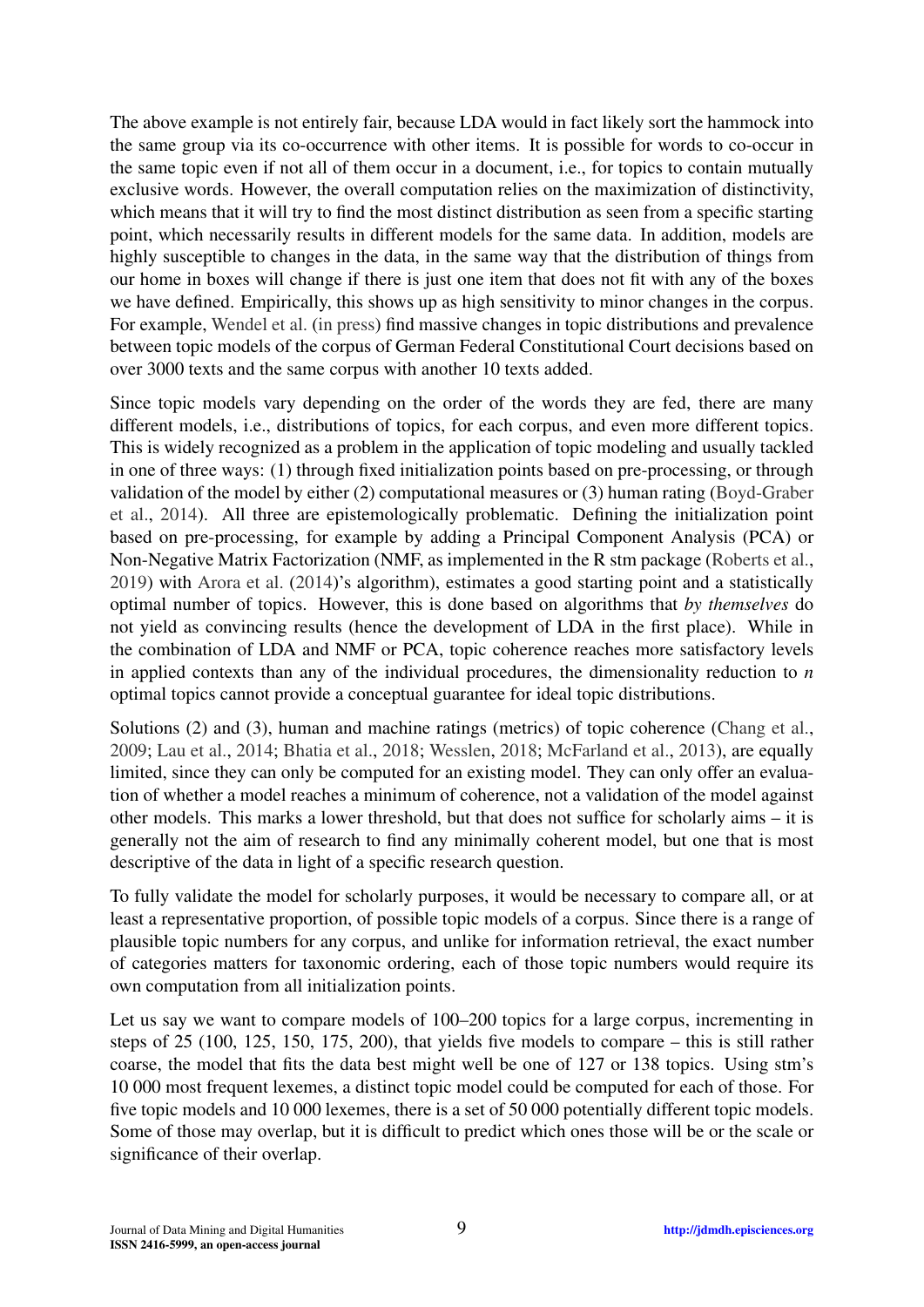The above example is not entirely fair, because LDA would in fact likely sort the hammock into the same group via its co-occurrence with other items. It is possible for words to co-occur in the same topic even if not all of them occur in a document, i.e., for topics to contain mutually exclusive words. However, the overall computation relies on the maximization of distinctivity, which means that it will try to find the most distinct distribution as seen from a specific starting point, which necessarily results in different models for the same data. In addition, models are highly susceptible to changes in the data, in the same way that the distribution of things from our home in boxes will change if there is just one item that does not fit with any of the boxes we have defined. Empirically, this shows up as high sensitivity to minor changes in the corpus. For example, Wendel et al. (in press) find massive changes in topic distributions and prevalence between topic models of the corpus of German Federal Constitutional Court decisions based on over 3000 texts and the same corpus with another 10 texts added.

Since topic models vary depending on the order of the words they are fed, there are many different models, i.e., distributions of topics, for each corpus, and even more different topics. This is widely recognized as a problem in the application of topic modeling and usually tackled in one of three ways: (1) through fixed initialization points based on pre-processing, or through validation of the model by either (2) computational measures or (3) human rating (Boyd-Graber et al., 2014). All three are epistemologically problematic. Defining the initialization point based on pre-processing, for example by adding a Principal Component Analysis (PCA) or Non-Negative Matrix Factorization (NMF, as implemented in the R stm package (Roberts et al., 2019) with Arora et al. (2014)'s algorithm), estimates a good starting point and a statistically optimal number of topics. However, this is done based on algorithms that *by themselves* do not yield as convincing results (hence the development of LDA in the first place). While in the combination of LDA and NMF or PCA, topic coherence reaches more satisfactory levels in applied contexts than any of the individual procedures, the dimensionality reduction to $n$ optimal topics cannot provide a conceptual guarantee for ideal topic distributions.

Solutions (2) and (3), human and machine ratings (metrics) of topic coherence (Chang et al., 2009; Lau et al., 2014; Bhatia et al., 2018; Wesslen, 2018; McFarland et al., 2013), are equally limited, since they can only be computed for an existing model. They can only offer an evaluation of whether a model reaches a minimum of coherence, not a validation of the model against other models. This marks a lower threshold, but that does not suffice for scholarly aims – it is generally not the aim of research to find any minimally coherent model, but one that is most descriptive of the data in light of a specific research question.

To fully validate the model for scholarly purposes, it would be necessary to compare all, or at least a representative proportion, of possible topic models of a corpus. Since there is a range of plausible topic numbers for any corpus, and unlike for information retrieval, the exact number of categories matters for taxonomic ordering, each of those topic numbers would require its own computation from all initialization points.

Let us say we want to compare models of 100–200 topics for a large corpus, incrementing in steps of 25 (100, 125, 150, 175, 200), that yields five models to compare – this is still rather coarse, the model that fits the data best might well be one of 127 or 138 topics. Using stm's 10 000 most frequent lexemes, a distinct topic model could be computed for each of those. For five topic models and 10 000 lexemes, there is a set of 50 000 potentially different topic models. Some of those may overlap, but it is difficult to predict which ones those will be or the scale or significance of their overlap.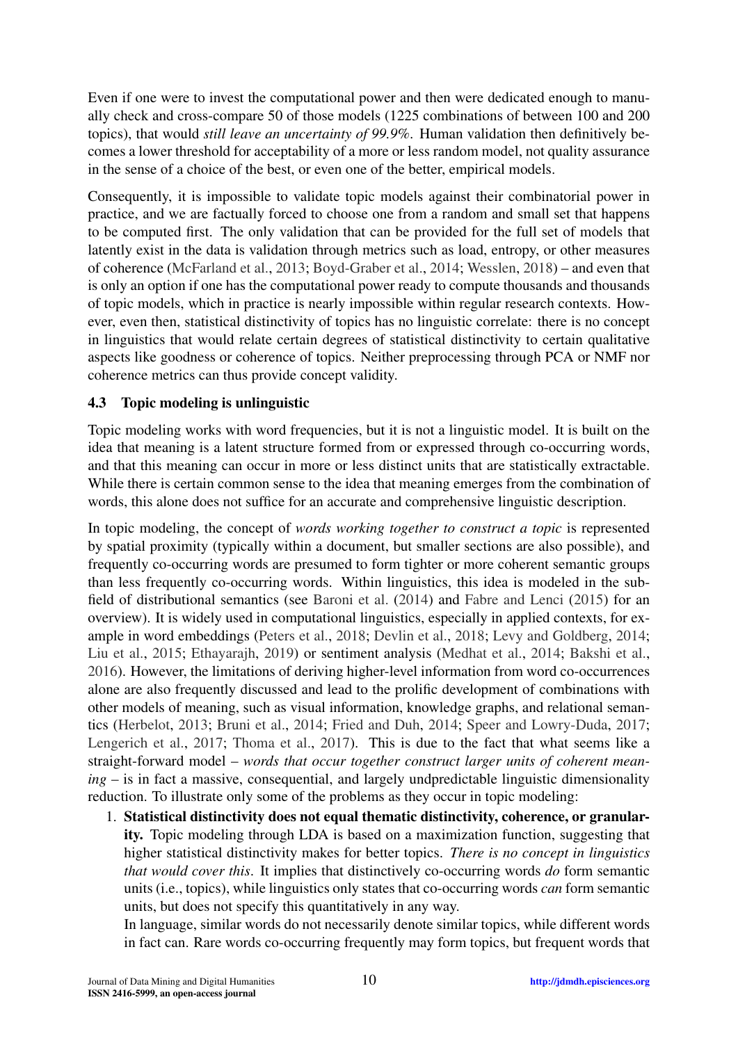Even if one were to invest the computational power and then were dedicated enough to manually check and cross-compare 50 of those models (1225 combinations of between 100 and 200 topics), that would *still leave an uncertainty of 99.9%*. Human validation then definitively becomes a lower threshold for acceptability of a more or less random model, not quality assurance in the sense of a choice of the best, or even one of the better, empirical models.

Consequently, it is impossible to validate topic models against their combinatorial power in practice, and we are factually forced to choose one from a random and small set that happens to be computed first. The only validation that can be provided for the full set of models that latently exist in the data is validation through metrics such as load, entropy, or other measures of coherence (McFarland et al., 2013; Boyd-Graber et al., 2014; Wesslen, 2018) – and even that is only an option if one has the computational power ready to compute thousands and thousands of topic models, which in practice is nearly impossible within regular research contexts. However, even then, statistical distinctivity of topics has no linguistic correlate: there is no concept in linguistics that would relate certain degrees of statistical distinctivity to certain qualitative aspects like goodness or coherence of topics. Neither preprocessing through PCA or NMF nor coherence metrics can thus provide concept validity.

### 4.3 Topic modeling is unlinguistic

Topic modeling works with word frequencies, but it is not a linguistic model. It is built on the idea that meaning is a latent structure formed from or expressed through co-occurring words, and that this meaning can occur in more or less distinct units that are statistically extractable. While there is certain common sense to the idea that meaning emerges from the combination of words, this alone does not suffice for an accurate and comprehensive linguistic description.

In topic modeling, the concept of *words working together to construct a topic* is represented by spatial proximity (typically within a document, but smaller sections are also possible), and frequently co-occurring words are presumed to form tighter or more coherent semantic groups than less frequently co-occurring words. Within linguistics, this idea is modeled in the subfield of distributional semantics (see Baroni et al. (2014) and Fabre and Lenci (2015) for an overview). It is widely used in computational linguistics, especially in applied contexts, for example in word embeddings (Peters et al., 2018; Devlin et al., 2018; Levy and Goldberg, 2014; Liu et al., 2015; Ethayarajh, 2019) or sentiment analysis (Medhat et al., 2014; Bakshi et al., 2016). However, the limitations of deriving higher-level information from word co-occurrences alone are also frequently discussed and lead to the prolific development of combinations with other models of meaning, such as visual information, knowledge graphs, and relational semantics (Herbelot, 2013; Bruni et al., 2014; Fried and Duh, 2014; Speer and Lowry-Duda, 2017; Lengerich et al., 2017; Thoma et al., 2017). This is due to the fact that what seems like a straight-forward model – *words that occur together construct larger units of coherent meaning* – is in fact a massive, consequential, and largely undpredictable linguistic dimensionality reduction. To illustrate only some of the problems as they occur in topic modeling:

1. **Statistical distinctivity does not equal thematic distinctivity, coherence, or granularity.** Topic modeling through LDA is based on a maximization function, suggesting that higher statistical distinctivity makes for better topics. *There is no concept in linguistics that would cover this*. It implies that distinctively co-occurring words *do* form semantic units (i.e., topics), while linguistics only states that co-occurring words *can* form semantic units, but does not specify this quantitatively in any way.

   In language, similar words do not necessarily denote similar topics, while different words in fact can. Rare words co-occurring frequently may form topics, but frequent words that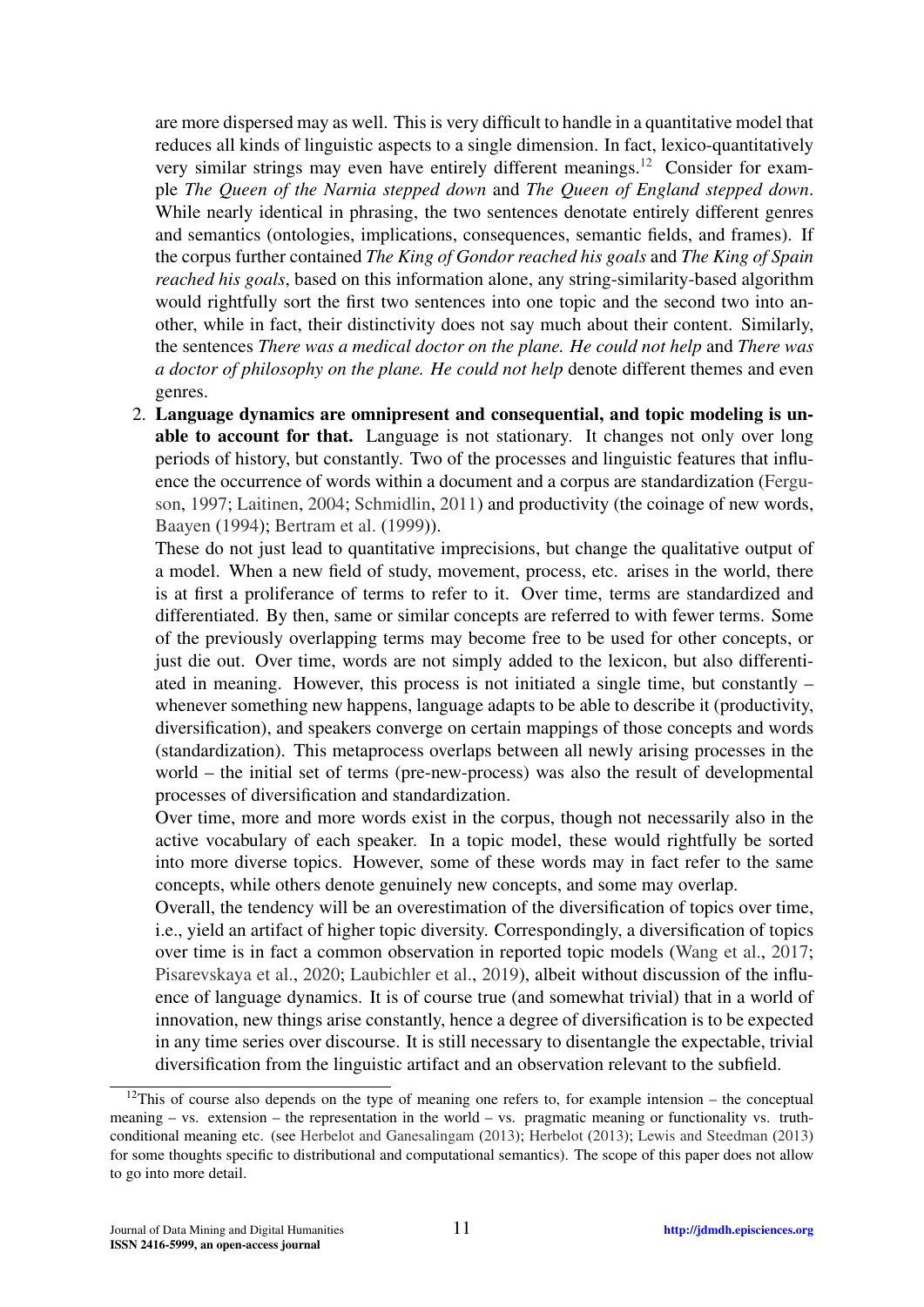are more dispersed may as well. This is very difficult to handle in a quantitative model that reduces all kinds of linguistic aspects to a single dimension. In fact, lexico-quantitatively very similar strings may even have entirely different meanings.[12] Consider for example *The Queen of the Narnia stepped down* and *The Queen of England stepped down*. While nearly identical in phrasing, the two sentences denotate entirely different genres and semantics (ontologies, implications, consequences, semantic fields, and frames). If the corpus further contained *The King of Gondor reached his goals* and *The King of Spain reached his goals*, based on this information alone, any string-similarity-based algorithm would rightfully sort the first two sentences into one topic and the second two into another, while in fact, their distinctivity does not say much about their content. Similarly, the sentences *There was a medical doctor on the plane. He could not help* and *There was a doctor of philosophy on the plane. He could not help* denote different themes and even genres.

2. **Language dynamics are omnipresent and consequential, and topic modeling is unable to account for that.** Language is not stationary. It changes not only over long periods of history, but constantly. Two of the processes and linguistic features that influence the occurrence of words within a document and a corpus are standardization (Ferguson, 1997; Laitinen, 2004; Schmidlin, 2011) and productivity (the coinage of new words, Baayen (1994); Bertram et al. (1999)).

   These do not just lead to quantitative imprecisions, but change the qualitative output of a model. When a new field of study, movement, process, etc. arises in the world, there is at first a proliferance of terms to refer to it. Over time, terms are standardized and differentiated. By then, same or similar concepts are referred to with fewer terms. Some of the previously overlapping terms may become free to be used for other concepts, or just die out. Over time, words are not simply added to the lexicon, but also differentiated in meaning. However, this process is not initiated a single time, but constantly – whenever something new happens, language adapts to be able to describe it (productivity, diversification), and speakers converge on certain mappings of those concepts and words (standardization). This metaprocess overlaps between all newly arising processes in the world – the initial set of terms (pre-new-process) was also the result of developmental processes of diversification and standardization.

   Over time, more and more words exist in the corpus, though not necessarily also in the active vocabulary of each speaker. In a topic model, these would rightfully be sorted into more diverse topics. However, some of these words may in fact refer to the same concepts, while others denote genuinely new concepts, and some may overlap.

   Overall, the tendency will be an overestimation of the diversification of topics over time, i.e., yield an artifact of higher topic diversity. Correspondingly, a diversification of topics over time is in fact a common observation in reported topic models (Wang et al., 2017; Pisarevskaya et al., 2020; Laubichler et al., 2019), albeit without discussion of the influence of language dynamics. It is of course true (and somewhat trivial) that in a world of innovation, new things arise constantly, hence a degree of diversification is to be expected in any time series over discourse. It is still necessary to disentangle the expectable, trivial diversification from the linguistic artifact and an observation relevant to the subfield.

[12] This of course also depends on the type of meaning one refers to, for example intension – the conceptual meaning – vs. extension – the representation in the world – vs. pragmatic meaning or functionality vs. truth-conditional meaning etc. (see Herbelot and Ganesalingam (2013); Herbelot (2013); Lewis and Steedman (2013) for some thoughts specific to distributional and computational semantics). The scope of this paper does not allow to go into more detail.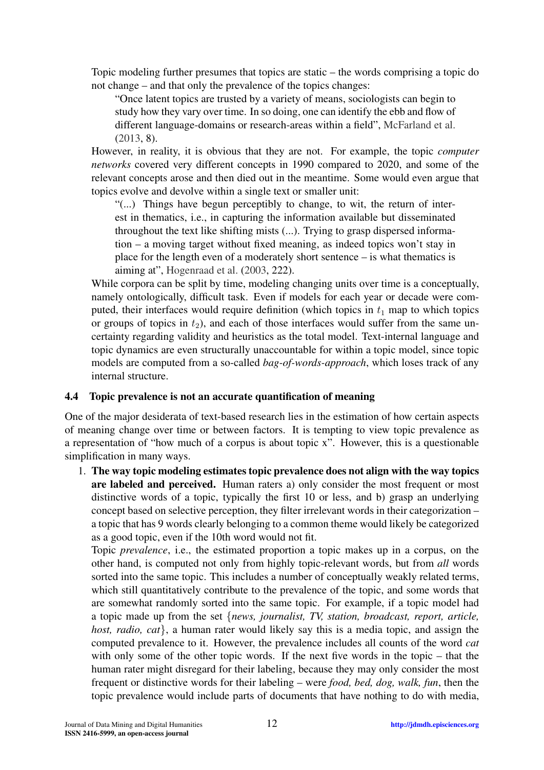Topic modeling further presumes that topics are static – the words comprising a topic do not change – and that only the prevalence of the topics changes:

> "Once latent topics are trusted by a variety of means, sociologists can begin to study how they vary over time. In so doing, one can identify the ebb and flow of different language-domains or research-areas within a field", McFarland et al. (2013, 8).

However, in reality, it is obvious that they are not. For example, the topic *computer networks* covered very different concepts in 1990 compared to 2020, and some of the relevant concepts arose and then died out in the meantime. Some would even argue that topics evolve and devolve within a single text or smaller unit:

> "(...) Things have begun perceptibly to change, to wit, the return of interest in thematics, i.e., in capturing the information available but disseminated throughout the text like shifting mists (...). Trying to grasp dispersed information – a moving target without fixed meaning, as indeed topics won't stay in place for the length even of a moderately short sentence – is what thematics is aiming at", Hogenraad et al. (2003, 222).

While corpora can be split by time, modeling changing units over time is a conceptually, namely ontologically, difficult task. Even if models for each year or decade were computed, their interfaces would require definition (which topics in $t_1$ map to which topics or groups of topics in $t_2$), and each of those interfaces would suffer from the same uncertainty regarding validity and heuristics as the total model. Text-internal language and topic dynamics are even structurally unaccountable for within a topic model, since topic models are computed from a so-called *bag-of-words-approach*, which loses track of any internal structure.

### 4.4 Topic prevalence is not an accurate quantification of meaning

One of the major desiderata of text-based research lies in the estimation of how certain aspects of meaning change over time or between factors. It is tempting to view topic prevalence as a representation of "how much of a corpus is about topic x". However, this is a questionable simplification in many ways.

1. **The way topic modeling estimates topic prevalence does not align with the way topics are labeled and perceived.** Human raters a) only consider the most frequent or most distinctive words of a topic, typically the first 10 or less, and b) grasp an underlying concept based on selective perception, they filter irrelevant words in their categorization – a topic that has 9 words clearly belonging to a common theme would likely be categorized as a good topic, even if the 10th word would not fit.

   Topic *prevalence*, i.e., the estimated proportion a topic makes up in a corpus, on the other hand, is computed not only from highly topic-relevant words, but from *all* words sorted into the same topic. This includes a number of conceptually weakly related terms, which still quantitatively contribute to the prevalence of the topic, and some words that are somewhat randomly sorted into the same topic. For example, if a topic model had a topic made up from the set {*news, journalist, TV, station, broadcast, report, article, host, radio, cat*}, a human rater would likely say this is a media topic, and assign the computed prevalence to it. However, the prevalence includes all counts of the word *cat* with only some of the other topic words. If the next five words in the topic – that the human rater might disregard for their labeling, because they may only consider the most frequent or distinctive words for their labeling – were *food, bed, dog, walk, fun*, then the topic prevalence would include parts of documents that have nothing to do with media,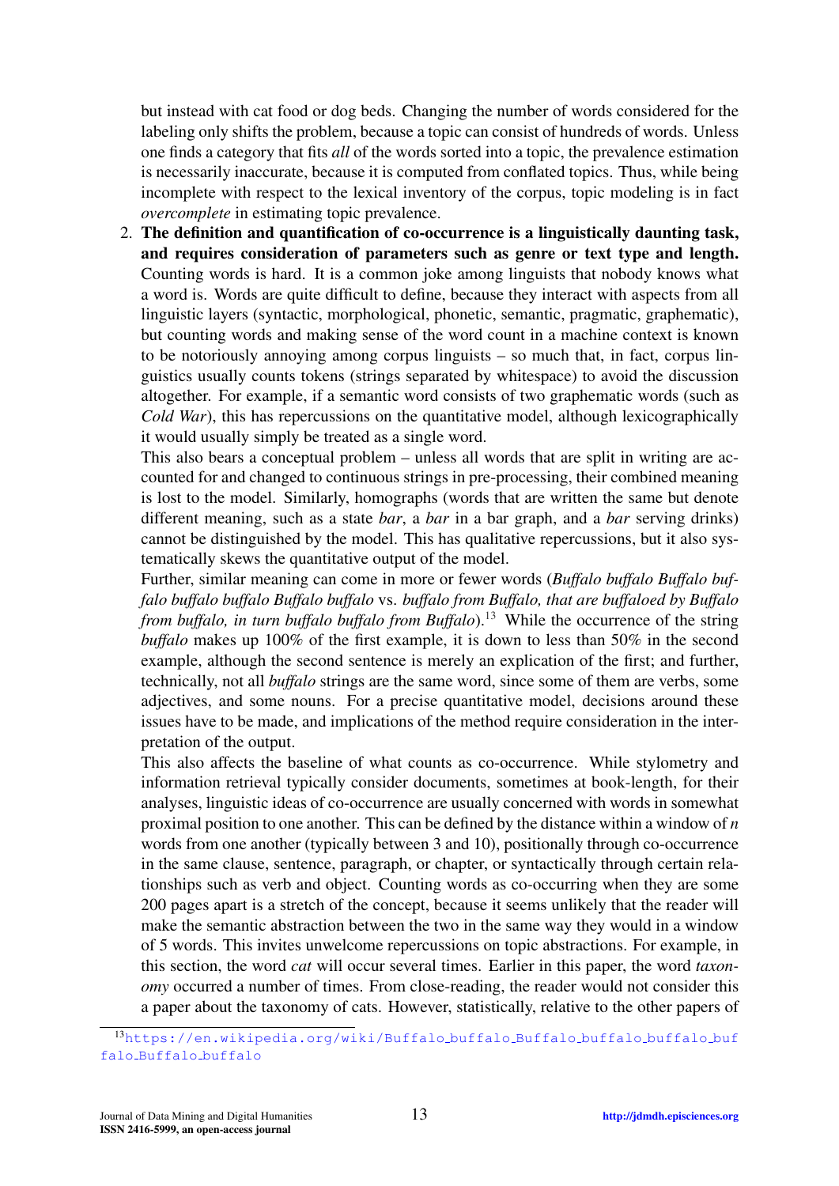but instead with cat food or dog beds. Changing the number of words considered for the labeling only shifts the problem, because a topic can consist of hundreds of words. Unless one finds a category that fits *all* of the words sorted into a topic, the prevalence estimation is necessarily inaccurate, because it is computed from conflated topics. Thus, while being incomplete with respect to the lexical inventory of the corpus, topic modeling is in fact *overcomplete* in estimating topic prevalence.

2. **The definition and quantification of co-occurrence is a linguistically daunting task, and requires consideration of parameters such as genre or text type and length.** Counting words is hard. It is a common joke among linguists that nobody knows what a word is. Words are quite difficult to define, because they interact with aspects from all linguistic layers (syntactic, morphological, phonetic, semantic, pragmatic, graphematic), but counting words and making sense of the word count in a machine context is known to be notoriously annoying among corpus linguists – so much that, in fact, corpus linguistics usually counts tokens (strings separated by whitespace) to avoid the discussion altogether. For example, if a semantic word consists of two graphematic words (such as *Cold War*), this has repercussions on the quantitative model, although lexicographically it would usually simply be treated as a single word.
   This also bears a conceptual problem – unless all words that are split in writing are accounted for and changed to continuous strings in pre-processing, their combined meaning is lost to the model. Similarly, homographs (words that are written the same but denote different meaning, such as a state *bar*, a *bar* in a bar graph, and a *bar* serving drinks) cannot be distinguished by the model. This has qualitative repercussions, but it also systematically skews the quantitative output of the model.
   Further, similar meaning can come in more or fewer words (*Buffalo buffalo Buffalo buffalo buffalo buffalo Buffalo buffalo* vs. *buffalo from Buffalo, that are buffaloed by Buffalo from buffalo, in turn buffalo buffalo from Buffalo*).[13] While the occurrence of the string *buffalo* makes up 100% of the first example, it is down to less than 50% in the second example, although the second sentence is merely an explication of the first; and further, technically, not all *buffalo* strings are the same word, since some of them are verbs, some adjectives, and some nouns. For a precise quantitative model, decisions around these issues have to be made, and implications of the method require consideration in the interpretation of the output.
   This also affects the baseline of what counts as co-occurrence. While stylometry and information retrieval typically consider documents, sometimes at book-length, for their analyses, linguistic ideas of co-occurrence are usually concerned with words in somewhat proximal position to one another. This can be defined by the distance within a window of *n* words from one another (typically between 3 and 10), positionally through co-occurrence in the same clause, sentence, paragraph, or chapter, or syntactically through certain relationships such as verb and object. Counting words as co-occurring when they are some 200 pages apart is a stretch of the concept, because it seems unlikely that the reader will make the semantic abstraction between the two in the same way they would in a window of 5 words. This invites unwelcome repercussions on topic abstractions. For example, in this section, the word *cat* will occur several times. Earlier in this paper, the word *taxonomy* occurred a number of times. From close-reading, the reader would not consider this a paper about the taxonomy of cats. However, statistically, relative to the other papers of

[13] https://en.wikipedia.org/wiki/Buffalo_buffalo_Buffalo_buffalo_buffalo_buffalo_Buffalo_buffalo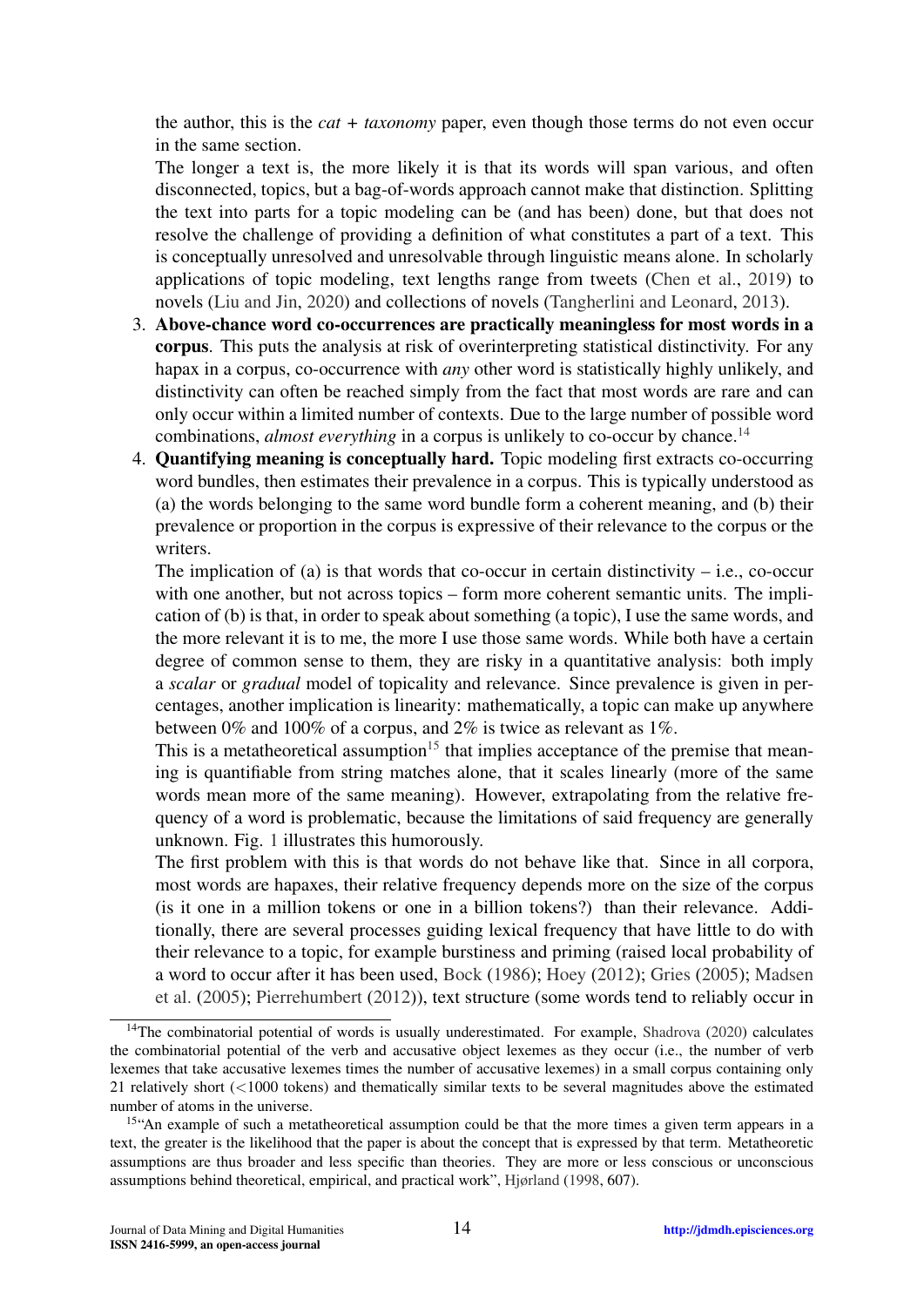the author, this is the *cat + taxonomy* paper, even though those terms do not even occur in the same section.

The longer a text is, the more likely it is that its words will span various, and often disconnected, topics, but a bag-of-words approach cannot make that distinction. Splitting the text into parts for a topic modeling can be (and has been) done, but that does not resolve the challenge of providing a definition of what constitutes a part of a text. This is conceptually unresolved and unresolvable through linguistic means alone. In scholarly applications of topic modeling, text lengths range from tweets (Chen et al., 2019) to novels (Liu and Jin, 2020) and collections of novels (Tangherlini and Leonard, 2013).

3. **Above-chance word co-occurrences are practically meaningless for most words in a corpus**. This puts the analysis at risk of overinterpreting statistical distinctivity. For any hapax in a corpus, co-occurrence with *any* other word is statistically highly unlikely, and distinctivity can often be reached simply from the fact that most words are rare and can only occur within a limited number of contexts. Due to the large number of possible word combinations, *almost everything* in a corpus is unlikely to co-occur by chance.[14]
4. **Quantifying meaning is conceptually hard.** Topic modeling first extracts co-occurring word bundles, then estimates their prevalence in a corpus. This is typically understood as (a) the words belonging to the same word bundle form a coherent meaning, and (b) their prevalence or proportion in the corpus is expressive of their relevance to the corpus or the writers.

   The implication of (a) is that words that co-occur in certain distinctivity – i.e., co-occur with one another, but not across topics – form more coherent semantic units. The implication of (b) is that, in order to speak about something (a topic), I use the same words, and the more relevant it is to me, the more I use those same words. While both have a certain degree of common sense to them, they are risky in a quantitative analysis: both imply a *scalar* or *gradual* model of topicality and relevance. Since prevalence is given in percentages, another implication is linearity: mathematically, a topic can make up anywhere between 0% and 100% of a corpus, and 2% is twice as relevant as 1%.

   This is a metatheoretical assumption[15] that implies acceptance of the premise that meaning is quantifiable from string matches alone, that it scales linearly (more of the same words mean more of the same meaning). However, extrapolating from the relative frequency of a word is problematic, because the limitations of said frequency are generally unknown. Fig. 1 illustrates this humorously.

   The first problem with this is that words do not behave like that. Since in all corpora, most words are hapaxes, their relative frequency depends more on the size of the corpus (is it one in a million tokens or one in a billion tokens?) than their relevance. Additionally, there are several processes guiding lexical frequency that have little to do with their relevance to a topic, for example burstiness and priming (raised local probability of a word to occur after it has been used, Bock (1986); Hoey (2012); Gries (2005); Madsen et al. (2005); Pierrehumbert (2012)), text structure (some words tend to reliably occur in

---

[14] The combinatorial potential of words is usually underestimated. For example, Shadrova (2020) calculates the combinatorial potential of the verb and accusative object lexemes as they occur (i.e., the number of verb lexemes that take accusative lexemes times the number of accusative lexemes) in a small corpus containing only 21 relatively short (<1000 tokens) and thematically similar texts to be several magnitudes above the estimated number of atoms in the universe.

[15] "An example of such a metatheoretical assumption could be that the more times a given term appears in a text, the greater is the likelihood that the paper is about the concept that is expressed by that term. Metatheoretic assumptions are thus broader and less specific than theories. They are more or less conscious or unconscious assumptions behind theoretical, empirical, and practical work", Hjørland (1998, 607).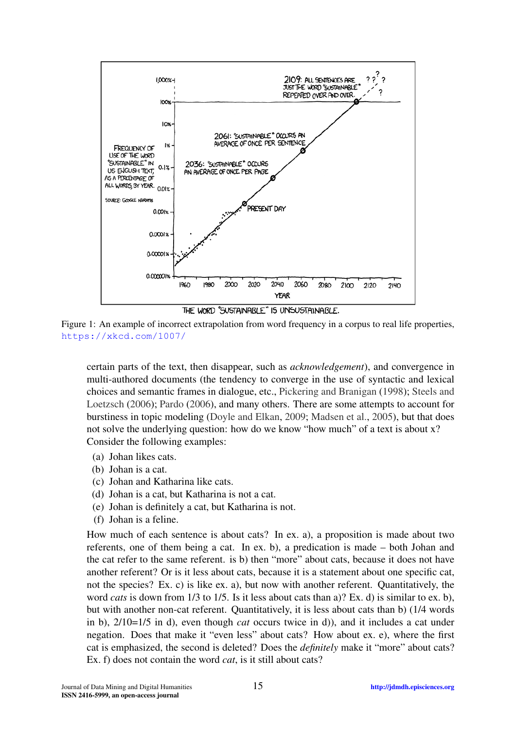Figure 1: An example of incorrect extrapolation from word frequency in a corpus to real life properties, https://xkcd.com/1007/

certain parts of the text, then disappear, such as *acknowledgement*), and convergence in multi-authored documents (the tendency to converge in the use of syntactic and lexical choices and semantic frames in dialogue, etc., Pickering and Branigan (1998); Steels and Loetzsch (2006); Pardo (2006), and many others. There are some attempts to account for burstiness in topic modeling (Doyle and Elkan, 2009; Madsen et al., 2005), but that does not solve the underlying question: how do we know "how much" of a text is about x? Consider the following examples:

(a) Johan likes cats.
(b) Johan is a cat.
(c) Johan and Katharina like cats.
(d) Johan is a cat, but Katharina is not a cat.
(e) Johan is definitely a cat, but Katharina is not.
(f) Johan is a feline.

How much of each sentence is about cats? In ex. a), a proposition is made about two referents, one of them being a cat. In ex. b), a predication is made – both Johan and the cat refer to the same referent. is b) then "more" about cats, because it does not have another referent? Or is it less about cats, because it is a statement about one specific cat, not the species? Ex. c) is like ex. a), but now with another referent. Quantitatively, the word *cats* is down from 1/3 to 1/5. Is it less about cats than a)? Ex. d) is similar to ex. b), but with another non-cat referent. Quantitatively, it is less about cats than b) (1/4 words in b), 2/10=1/5 in d), even though *cat* occurs twice in d)), and it includes a cat under negation. Does that make it "even less" about cats? How about ex. e), where the first cat is emphasized, the second is deleted? Does the *definitely* make it "more" about cats? Ex. f) does not contain the word *cat*, is it still about cats?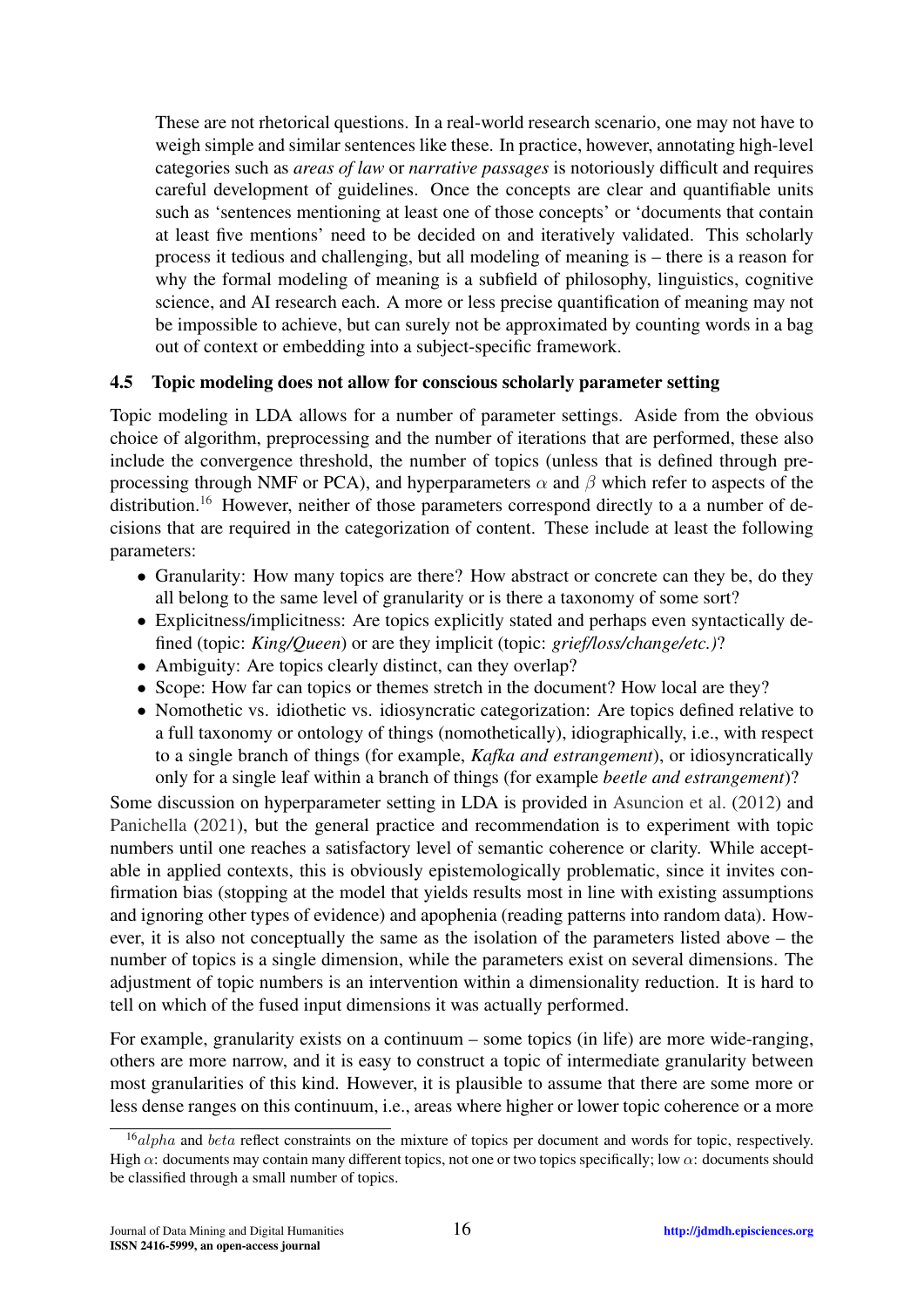These are not rhetorical questions. In a real-world research scenario, one may not have to weigh simple and similar sentences like these. In practice, however, annotating high-level categories such as *areas of law* or *narrative passages* is notoriously difficult and requires careful development of guidelines. Once the concepts are clear and quantifiable units such as 'sentences mentioning at least one of those concepts' or 'documents that contain at least five mentions' need to be decided on and iteratively validated. This scholarly process it tedious and challenging, but all modeling of meaning is – there is a reason for why the formal modeling of meaning is a subfield of philosophy, linguistics, cognitive science, and AI research each. A more or less precise quantification of meaning may not be impossible to achieve, but can surely not be approximated by counting words in a bag out of context or embedding into a subject-specific framework.

### 4.5 Topic modeling does not allow for conscious scholarly parameter setting

Topic modeling in LDA allows for a number of parameter settings. Aside from the obvious choice of algorithm, preprocessing and the number of iterations that are performed, these also include the convergence threshold, the number of topics (unless that is defined through preprocessing through NMF or PCA), and hyperparameters $\alpha$ and $\beta$ which refer to aspects of the distribution.[16] However, neither of those parameters correspond directly to a a number of decisions that are required in the categorization of content. These include at least the following parameters:

- Granularity: How many topics are there? How abstract or concrete can they be, do they all belong to the same level of granularity or is there a taxonomy of some sort?
- Explicitness/implicitness: Are topics explicitly stated and perhaps even syntactically defined (topic: *King/Queen*) or are they implicit (topic: *grief/loss/change/etc.)*?
- Ambiguity: Are topics clearly distinct, can they overlap?
- Scope: How far can topics or themes stretch in the document? How local are they?
- Nomothetic vs. idiothetic vs. idiosyncratic categorization: Are topics defined relative to a full taxonomy or ontology of things (nomothetically), idiographically, i.e., with respect to a single branch of things (for example, *Kafka and estrangement*), or idiosyncratically only for a single leaf within a branch of things (for example *beetle and estrangement*)?

Some discussion on hyperparameter setting in LDA is provided in Asuncion et al. (2012) and Panichella (2021), but the general practice and recommendation is to experiment with topic numbers until one reaches a satisfactory level of semantic coherence or clarity. While acceptable in applied contexts, this is obviously epistemologically problematic, since it invites confirmation bias (stopping at the model that yields results most in line with existing assumptions and ignoring other types of evidence) and apophenia (reading patterns into random data). However, it is also not conceptually the same as the isolation of the parameters listed above – the number of topics is a single dimension, while the parameters exist on several dimensions. The adjustment of topic numbers is an intervention within a dimensionality reduction. It is hard to tell on which of the fused input dimensions it was actually performed.

For example, granularity exists on a continuum – some topics (in life) are more wide-ranging, others are more narrow, and it is easy to construct a topic of intermediate granularity between most granularities of this kind. However, it is plausible to assume that there are some more or less dense ranges on this continuum, i.e., areas where higher or lower topic coherence or a more

[16] $alpha$ and $beta$ reflect constraints on the mixture of topics per document and words for topic, respectively. High $\alpha$: documents may contain many different topics, not one or two topics specifically; low $\alpha$: documents should be classified through a small number of topics.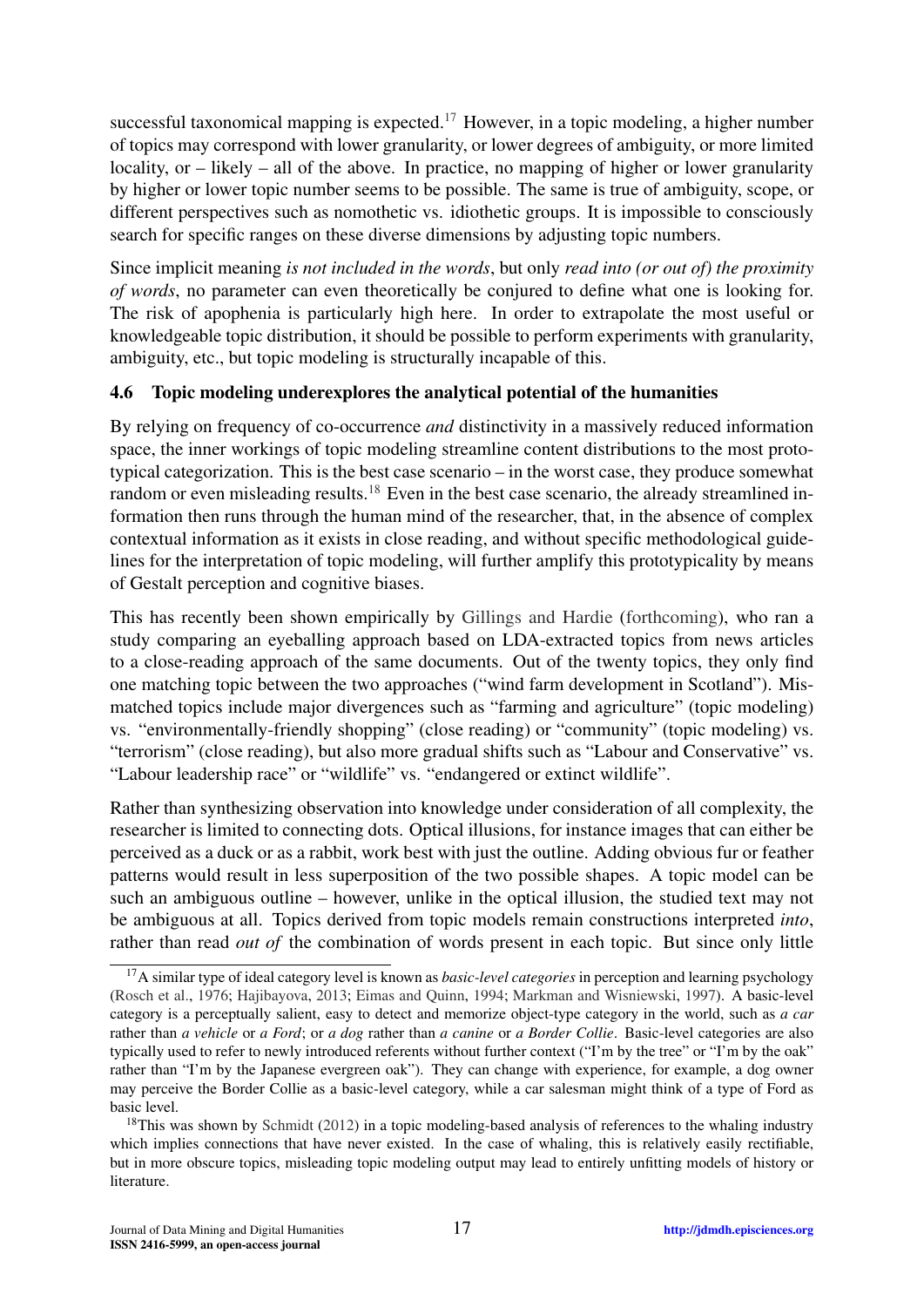successful taxonomical mapping is expected.[17] However, in a topic modeling, a higher number of topics may correspond with lower granularity, or lower degrees of ambiguity, or more limited locality, or – likely – all of the above. In practice, no mapping of higher or lower granularity by higher or lower topic number seems to be possible. The same is true of ambiguity, scope, or different perspectives such as nomothetic vs. idiothetic groups. It is impossible to consciously search for specific ranges on these diverse dimensions by adjusting topic numbers.

Since implicit meaning *is not included in the words*, but only *read into (or out of) the proximity of words*, no parameter can even theoretically be conjured to define what one is looking for. The risk of apophenia is particularly high here. In order to extrapolate the most useful or knowledgeable topic distribution, it should be possible to perform experiments with granularity, ambiguity, etc., but topic modeling is structurally incapable of this.

### 4.6 Topic modeling underexplores the analytical potential of the humanities

By relying on frequency of co-occurrence *and* distinctivity in a massively reduced information space, the inner workings of topic modeling streamline content distributions to the most prototypical categorization. This is the best case scenario – in the worst case, they produce somewhat random or even misleading results.[18] Even in the best case scenario, the already streamlined information then runs through the human mind of the researcher, that, in the absence of complex contextual information as it exists in close reading, and without specific methodological guidelines for the interpretation of topic modeling, will further amplify this prototypicality by means of Gestalt perception and cognitive biases.

This has recently been shown empirically by Gillings and Hardie (forthcoming), who ran a study comparing an eyeballing approach based on LDA-extracted topics from news articles to a close-reading approach of the same documents. Out of the twenty topics, they only find one matching topic between the two approaches ("wind farm development in Scotland"). Mismatched topics include major divergences such as "farming and agriculture" (topic modeling) vs. "environmentally-friendly shopping" (close reading) or "community" (topic modeling) vs. "terrorism" (close reading), but also more gradual shifts such as "Labour and Conservative" vs. "Labour leadership race" or "wildlife" vs. "endangered or extinct wildlife".

Rather than synthesizing observation into knowledge under consideration of all complexity, the researcher is limited to connecting dots. Optical illusions, for instance images that can either be perceived as a duck or as a rabbit, work best with just the outline. Adding obvious fur or feather patterns would result in less superposition of the two possible shapes. A topic model can be such an ambiguous outline – however, unlike in the optical illusion, the studied text may not be ambiguous at all. Topics derived from topic models remain constructions interpreted *into*, rather than read *out of* the combination of words present in each topic. But since only little

---

[17] A similar type of ideal category level is known as *basic-level categories* in perception and learning psychology (Rosch et al., 1976; Hajibayova, 2013; Eimas and Quinn, 1994; Markman and Wisniewski, 1997). A basic-level category is a perceptually salient, easy to detect and memorize object-type category in the world, such as *a car* rather than *a vehicle* or *a Ford*; or *a dog* rather than *a canine* or *a Border Collie*. Basic-level categories are also typically used to refer to newly introduced referents without further context ("I'm by the tree" or "I'm by the oak" rather than "I'm by the Japanese evergreen oak"). They can change with experience, for example, a dog owner may perceive the Border Collie as a basic-level category, while a car salesman might think of a type of Ford as basic level.

[18] This was shown by Schmidt (2012) in a topic modeling-based analysis of references to the whaling industry which implies connections that have never existed. In the case of whaling, this is relatively easily rectifiable, but in more obscure topics, misleading topic modeling output may lead to entirely unfitting models of history or literature.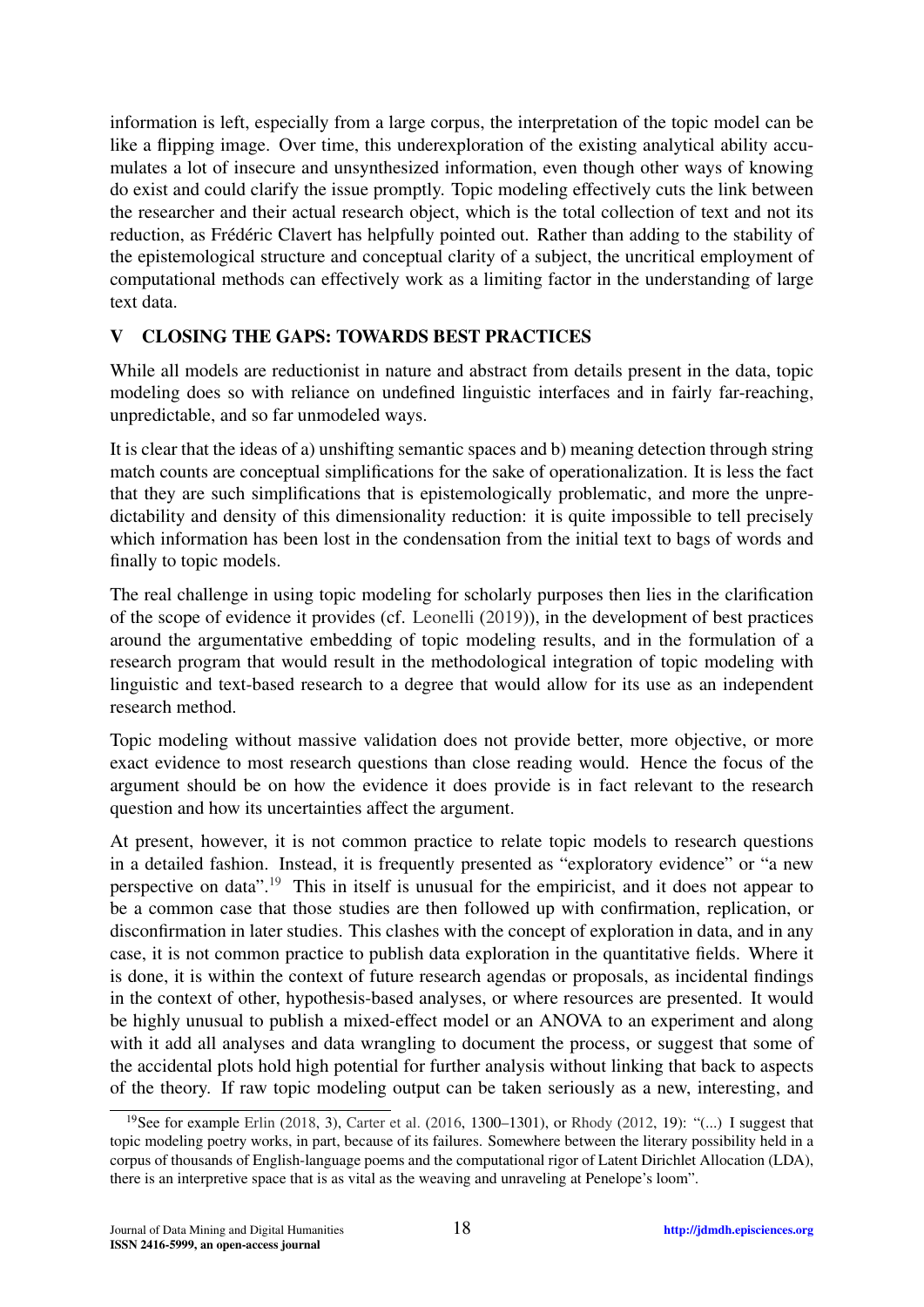information is left, especially from a large corpus, the interpretation of the topic model can be like a flipping image. Over time, this underexploration of the existing analytical ability accumulates a lot of insecure and unsynthesized information, even though other ways of knowing do exist and could clarify the issue promptly. Topic modeling effectively cuts the link between the researcher and their actual research object, which is the total collection of text and not its reduction, as Frédéric Clavert has helpfully pointed out. Rather than adding to the stability of the epistemological structure and conceptual clarity of a subject, the uncritical employment of computational methods can effectively work as a limiting factor in the understanding of large text data.

## V CLOSING THE GAPS: TOWARDS BEST PRACTICES

While all models are reductionist in nature and abstract from details present in the data, topic modeling does so with reliance on undefined linguistic interfaces and in fairly far-reaching, unpredictable, and so far unmodeled ways.

It is clear that the ideas of a) unshifting semantic spaces and b) meaning detection through string match counts are conceptual simplifications for the sake of operationalization. It is less the fact that they are such simplifications that is epistemologically problematic, and more the unpredictability and density of this dimensionality reduction: it is quite impossible to tell precisely which information has been lost in the condensation from the initial text to bags of words and finally to topic models.

The real challenge in using topic modeling for scholarly purposes then lies in the clarification of the scope of evidence it provides (cf. Leonelli (2019)), in the development of best practices around the argumentative embedding of topic modeling results, and in the formulation of a research program that would result in the methodological integration of topic modeling with linguistic and text-based research to a degree that would allow for its use as an independent research method.

Topic modeling without massive validation does not provide better, more objective, or more exact evidence to most research questions than close reading would. Hence the focus of the argument should be on how the evidence it does provide is in fact relevant to the research question and how its uncertainties affect the argument.

At present, however, it is not common practice to relate topic models to research questions in a detailed fashion. Instead, it is frequently presented as "exploratory evidence" or "a new perspective on data".[19] This in itself is unusual for the empiricist, and it does not appear to be a common case that those studies are then followed up with confirmation, replication, or disconfirmation in later studies. This clashes with the concept of exploration in data, and in any case, it is not common practice to publish data exploration in the quantitative fields. Where it is done, it is within the context of future research agendas or proposals, as incidental findings in the context of other, hypothesis-based analyses, or where resources are presented. It would be highly unusual to publish a mixed-effect model or an ANOVA to an experiment and along with it add all analyses and data wrangling to document the process, or suggest that some of the accidental plots hold high potential for further analysis without linking that back to aspects of the theory. If raw topic modeling output can be taken seriously as a new, interesting, and

[19] See for example Erlin (2018, 3), Carter et al. (2016, 1300–1301), or Rhody (2012, 19): "(...) I suggest that topic modeling poetry works, in part, because of its failures. Somewhere between the literary possibility held in a corpus of thousands of English-language poems and the computational rigor of Latent Dirichlet Allocation (LDA), there is an interpretive space that is as vital as the weaving and unraveling at Penelope's loom".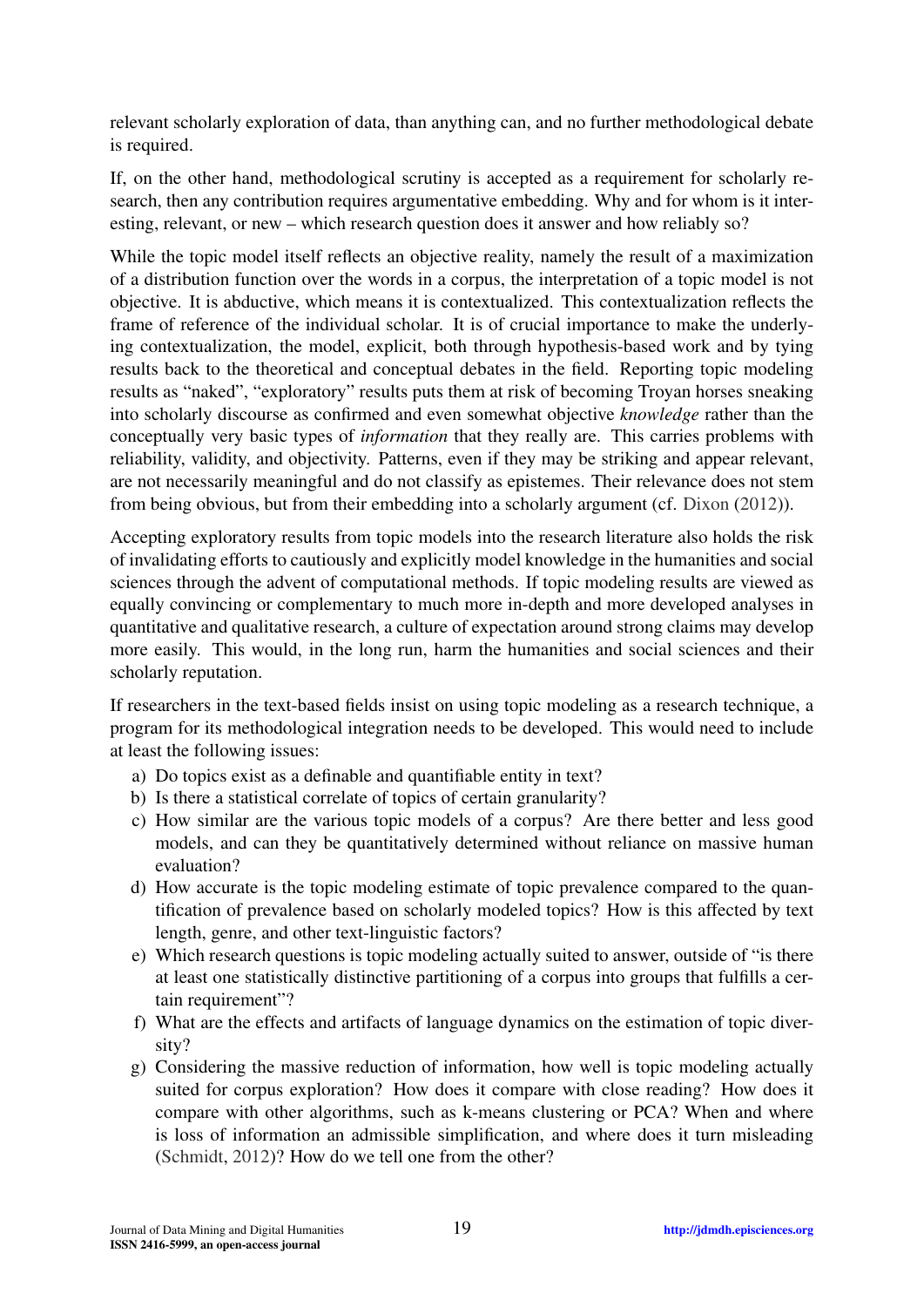relevant scholarly exploration of data, than anything can, and no further methodological debate is required.

If, on the other hand, methodological scrutiny is accepted as a requirement for scholarly research, then any contribution requires argumentative embedding. Why and for whom is it interesting, relevant, or new – which research question does it answer and how reliably so?

While the topic model itself reflects an objective reality, namely the result of a maximization of a distribution function over the words in a corpus, the interpretation of a topic model is not objective. It is abductive, which means it is contextualized. This contextualization reflects the frame of reference of the individual scholar. It is of crucial importance to make the underlying contextualization, the model, explicit, both through hypothesis-based work and by tying results back to the theoretical and conceptual debates in the field. Reporting topic modeling results as "naked", "exploratory" results puts them at risk of becoming Troyan horses sneaking into scholarly discourse as confirmed and even somewhat objective *knowledge* rather than the conceptually very basic types of *information* that they really are. This carries problems with reliability, validity, and objectivity. Patterns, even if they may be striking and appear relevant, are not necessarily meaningful and do not classify as epistemes. Their relevance does not stem from being obvious, but from their embedding into a scholarly argument (cf. Dixon (2012)).

Accepting exploratory results from topic models into the research literature also holds the risk of invalidating efforts to cautiously and explicitly model knowledge in the humanities and social sciences through the advent of computational methods. If topic modeling results are viewed as equally convincing or complementary to much more in-depth and more developed analyses in quantitative and qualitative research, a culture of expectation around strong claims may develop more easily. This would, in the long run, harm the humanities and social sciences and their scholarly reputation.

If researchers in the text-based fields insist on using topic modeling as a research technique, a program for its methodological integration needs to be developed. This would need to include at least the following issues:

a) Do topics exist as a definable and quantifiable entity in text?
b) Is there a statistical correlate of topics of certain granularity?
c) How similar are the various topic models of a corpus? Are there better and less good models, and can they be quantitatively determined without reliance on massive human evaluation?
d) How accurate is the topic modeling estimate of topic prevalence compared to the quantification of prevalence based on scholarly modeled topics? How is this affected by text length, genre, and other text-linguistic factors?
e) Which research questions is topic modeling actually suited to answer, outside of "is there at least one statistically distinctive partitioning of a corpus into groups that fulfills a certain requirement"?
f) What are the effects and artifacts of language dynamics on the estimation of topic diversity?
g) Considering the massive reduction of information, how well is topic modeling actually suited for corpus exploration? How does it compare with close reading? How does it compare with other algorithms, such as k-means clustering or PCA? When and where is loss of information an admissible simplification, and where does it turn misleading (Schmidt, 2012)? How do we tell one from the other?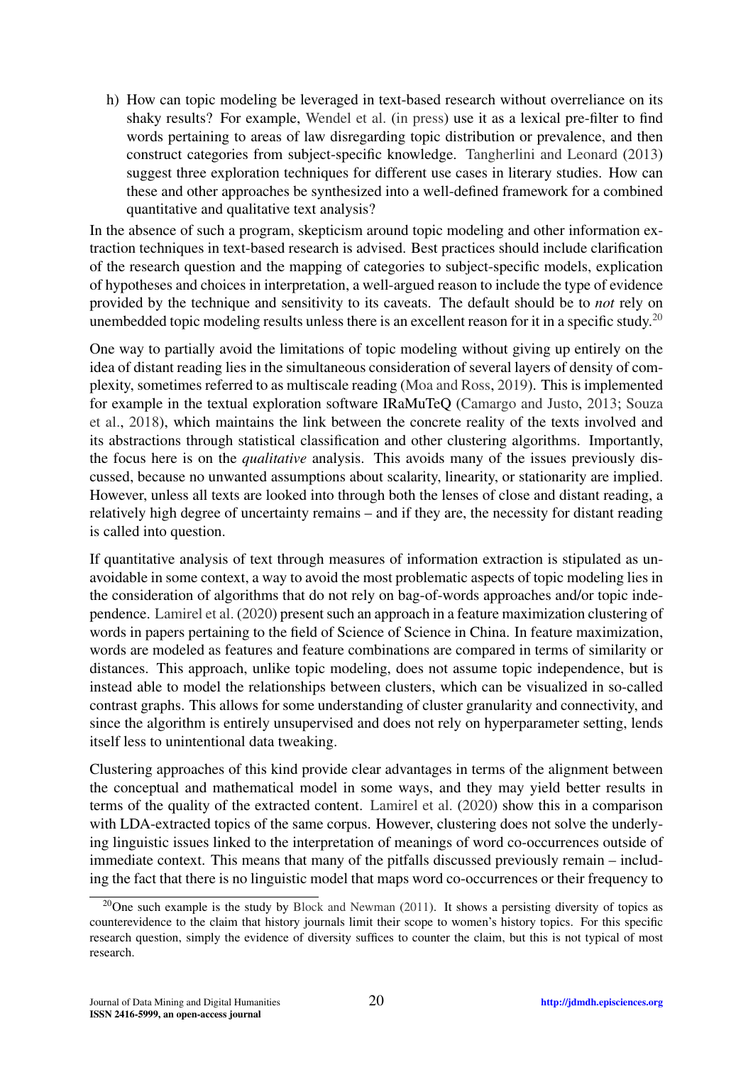h) How can topic modeling be leveraged in text-based research without overreliance on its shaky results? For example, Wendel et al. (in press) use it as a lexical pre-filter to find words pertaining to areas of law disregarding topic distribution or prevalence, and then construct categories from subject-specific knowledge. Tangherlini and Leonard (2013) suggest three exploration techniques for different use cases in literary studies. How can these and other approaches be synthesized into a well-defined framework for a combined quantitative and qualitative text analysis?

In the absence of such a program, skepticism around topic modeling and other information extraction techniques in text-based research is advised. Best practices should include clarification of the research question and the mapping of categories to subject-specific models, explication of hypotheses and choices in interpretation, a well-argued reason to include the type of evidence provided by the technique and sensitivity to its caveats. The default should be to *not* rely on unembedded topic modeling results unless there is an excellent reason for it in a specific study.[20]

One way to partially avoid the limitations of topic modeling without giving up entirely on the idea of distant reading lies in the simultaneous consideration of several layers of density of complexity, sometimes referred to as multiscale reading (Moa and Ross, 2019). This is implemented for example in the textual exploration software IRaMuTeQ (Camargo and Justo, 2013; Souza et al., 2018), which maintains the link between the concrete reality of the texts involved and its abstractions through statistical classification and other clustering algorithms. Importantly, the focus here is on the *qualitative* analysis. This avoids many of the issues previously discussed, because no unwanted assumptions about scalarity, linearity, or stationarity are implied. However, unless all texts are looked into through both the lenses of close and distant reading, a relatively high degree of uncertainty remains – and if they are, the necessity for distant reading is called into question.

If quantitative analysis of text through measures of information extraction is stipulated as unavoidable in some context, a way to avoid the most problematic aspects of topic modeling lies in the consideration of algorithms that do not rely on bag-of-words approaches and/or topic independence. Lamirel et al. (2020) present such an approach in a feature maximization clustering of words in papers pertaining to the field of Science of Science in China. In feature maximization, words are modeled as features and feature combinations are compared in terms of similarity or distances. This approach, unlike topic modeling, does not assume topic independence, but is instead able to model the relationships between clusters, which can be visualized in so-called contrast graphs. This allows for some understanding of cluster granularity and connectivity, and since the algorithm is entirely unsupervised and does not rely on hyperparameter setting, lends itself less to unintentional data tweaking.

Clustering approaches of this kind provide clear advantages in terms of the alignment between the conceptual and mathematical model in some ways, and they may yield better results in terms of the quality of the extracted content. Lamirel et al. (2020) show this in a comparison with LDA-extracted topics of the same corpus. However, clustering does not solve the underlying linguistic issues linked to the interpretation of meanings of word co-occurrences outside of immediate context. This means that many of the pitfalls discussed previously remain – including the fact that there is no linguistic model that maps word co-occurrences or their frequency to

[20] One such example is the study by Block and Newman (2011). It shows a persisting diversity of topics as counterevidence to the claim that history journals limit their scope to women's history topics. For this specific research question, simply the evidence of diversity suffices to counter the claim, but this is not typical of most research.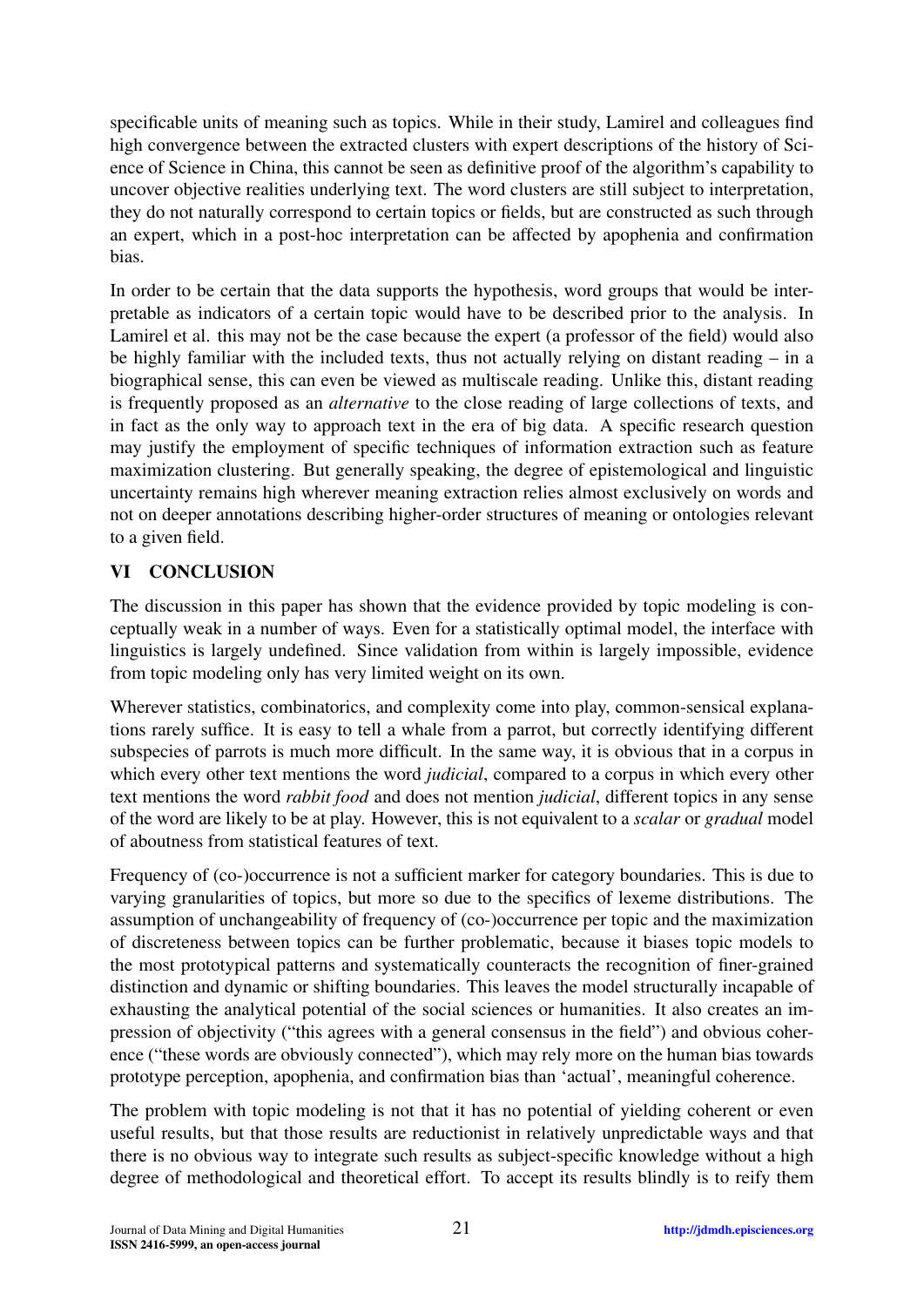specificable units of meaning such as topics. While in their study, Lamirel and colleagues find high convergence between the extracted clusters with expert descriptions of the history of Science of Science in China, this cannot be seen as definitive proof of the algorithm's capability to uncover objective realities underlying text. The word clusters are still subject to interpretation, they do not naturally correspond to certain topics or fields, but are constructed as such through an expert, which in a post-hoc interpretation can be affected by apophenia and confirmation bias.

In order to be certain that the data supports the hypothesis, word groups that would be interpretable as indicators of a certain topic would have to be described prior to the analysis. In Lamirel et al. this may not be the case because the expert (a professor of the field) would also be highly familiar with the included texts, thus not actually relying on distant reading – in a biographical sense, this can even be viewed as multiscale reading. Unlike this, distant reading is frequently proposed as an *alternative* to the close reading of large collections of texts, and in fact as the only way to approach text in the era of big data. A specific research question may justify the employment of specific techniques of information extraction such as feature maximization clustering. But generally speaking, the degree of epistemological and linguistic uncertainty remains high wherever meaning extraction relies almost exclusively on words and not on deeper annotations describing higher-order structures of meaning or ontologies relevant to a given field.

## VI CONCLUSION

The discussion in this paper has shown that the evidence provided by topic modeling is conceptually weak in a number of ways. Even for a statistically optimal model, the interface with linguistics is largely undefined. Since validation from within is largely impossible, evidence from topic modeling only has very limited weight on its own.

Wherever statistics, combinatorics, and complexity come into play, common-sensical explanations rarely suffice. It is easy to tell a whale from a parrot, but correctly identifying different subspecies of parrots is much more difficult. In the same way, it is obvious that in a corpus in which every other text mentions the word *judicial*, compared to a corpus in which every other text mentions the word *rabbit food* and does not mention *judicial*, different topics in any sense of the word are likely to be at play. However, this is not equivalent to a *scalar* or *gradual* model of aboutness from statistical features of text.

Frequency of (co-)occurrence is not a sufficient marker for category boundaries. This is due to varying granularities of topics, but more so due to the specifics of lexeme distributions. The assumption of unchangeability of frequency of (co-)occurrence per topic and the maximization of discreteness between topics can be further problematic, because it biases topic models to the most prototypical patterns and systematically counteracts the recognition of finer-grained distinction and dynamic or shifting boundaries. This leaves the model structurally incapable of exhausting the analytical potential of the social sciences or humanities. It also creates an impression of objectivity ("this agrees with a general consensus in the field") and obvious coherence ("these words are obviously connected"), which may rely more on the human bias towards prototype perception, apophenia, and confirmation bias than 'actual', meaningful coherence.

The problem with topic modeling is not that it has no potential of yielding coherent or even useful results, but that those results are reductionist in relatively unpredictable ways and that there is no obvious way to integrate such results as subject-specific knowledge without a high degree of methodological and theoretical effort. To accept its results blindly is to reify them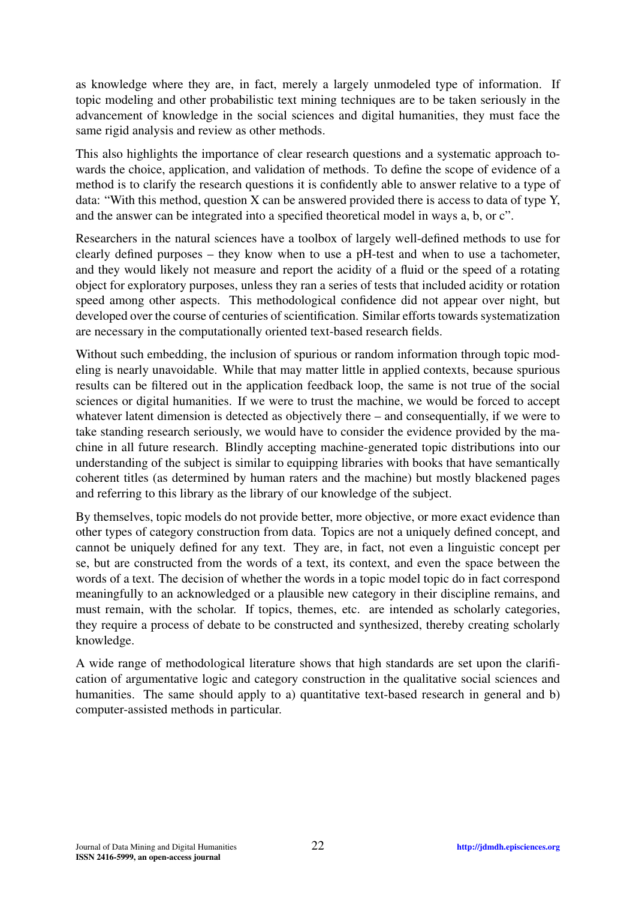as knowledge where they are, in fact, merely a largely unmodeled type of information. If topic modeling and other probabilistic text mining techniques are to be taken seriously in the advancement of knowledge in the social sciences and digital humanities, they must face the same rigid analysis and review as other methods.

This also highlights the importance of clear research questions and a systematic approach towards the choice, application, and validation of methods. To define the scope of evidence of a method is to clarify the research questions it is confidently able to answer relative to a type of data: "With this method, question X can be answered provided there is access to data of type Y, and the answer can be integrated into a specified theoretical model in ways a, b, or c".

Researchers in the natural sciences have a toolbox of largely well-defined methods to use for clearly defined purposes – they know when to use a pH-test and when to use a tachometer, and they would likely not measure and report the acidity of a fluid or the speed of a rotating object for exploratory purposes, unless they ran a series of tests that included acidity or rotation speed among other aspects. This methodological confidence did not appear over night, but developed over the course of centuries of scientification. Similar efforts towards systematization are necessary in the computationally oriented text-based research fields.

Without such embedding, the inclusion of spurious or random information through topic modeling is nearly unavoidable. While that may matter little in applied contexts, because spurious results can be filtered out in the application feedback loop, the same is not true of the social sciences or digital humanities. If we were to trust the machine, we would be forced to accept whatever latent dimension is detected as objectively there – and consequentially, if we were to take standing research seriously, we would have to consider the evidence provided by the machine in all future research. Blindly accepting machine-generated topic distributions into our understanding of the subject is similar to equipping libraries with books that have semantically coherent titles (as determined by human raters and the machine) but mostly blackened pages and referring to this library as the library of our knowledge of the subject.

By themselves, topic models do not provide better, more objective, or more exact evidence than other types of category construction from data. Topics are not a uniquely defined concept, and cannot be uniquely defined for any text. They are, in fact, not even a linguistic concept per se, but are constructed from the words of a text, its context, and even the space between the words of a text. The decision of whether the words in a topic model topic do in fact correspond meaningfully to an acknowledged or a plausible new category in their discipline remains, and must remain, with the scholar. If topics, themes, etc. are intended as scholarly categories, they require a process of debate to be constructed and synthesized, thereby creating scholarly knowledge.

A wide range of methodological literature shows that high standards are set upon the clarification of argumentative logic and category construction in the qualitative social sciences and humanities. The same should apply to a) quantitative text-based research in general and b) computer-assisted methods in particular.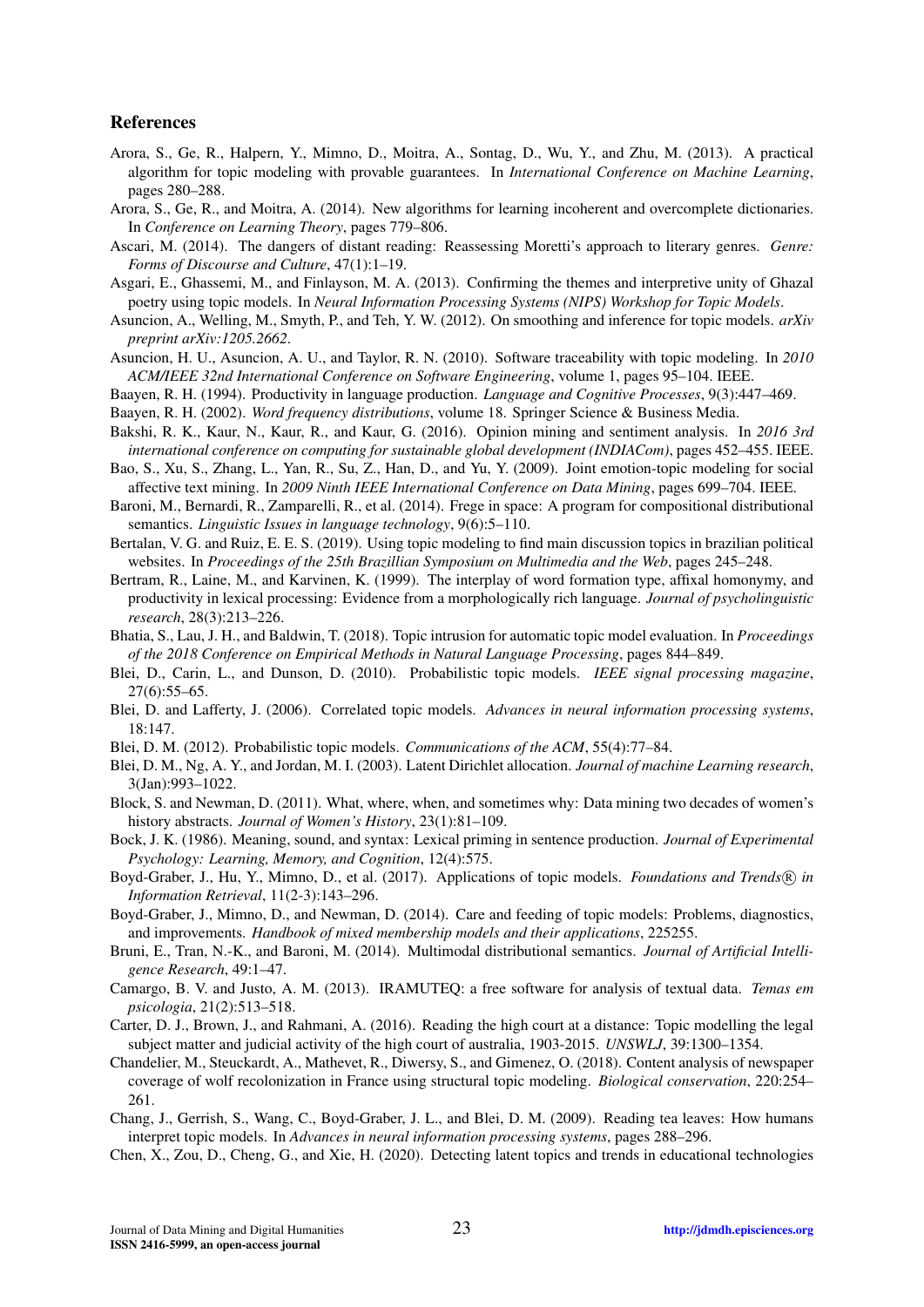## References

Arora, S., Ge, R., Halpern, Y., Mimno, D., Moitra, A., Sontag, D., Wu, Y., and Zhu, M. (2013). A practical algorithm for topic modeling with provable guarantees. In *International Conference on Machine Learning*, pages 280–288.

Arora, S., Ge, R., and Moitra, A. (2014). New algorithms for learning incoherent and overcomplete dictionaries. In *Conference on Learning Theory*, pages 779–806.

Ascari, M. (2014). The dangers of distant reading: Reassessing Moretti's approach to literary genres. *Genre: Forms of Discourse and Culture*, 47(1):1–19.

Asgari, E., Ghassemi, M., and Finlayson, M. A. (2013). Confirming the themes and interpretive unity of Ghazal poetry using topic models. In *Neural Information Processing Systems (NIPS) Workshop for Topic Models*.

Asuncion, A., Welling, M., Smyth, P., and Teh, Y. W. (2012). On smoothing and inference for topic models. *arXiv preprint arXiv:1205.2662*.

Asuncion, H. U., Asuncion, A. U., and Taylor, R. N. (2010). Software traceability with topic modeling. In *2010 ACM/IEEE 32nd International Conference on Software Engineering*, volume 1, pages 95–104. IEEE.

Baayen, R. H. (1994). Productivity in language production. *Language and Cognitive Processes*, 9(3):447–469.

Baayen, R. H. (2002). *Word frequency distributions*, volume 18. Springer Science & Business Media.

Bakshi, R. K., Kaur, N., Kaur, R., and Kaur, G. (2016). Opinion mining and sentiment analysis. In *2016 3rd international conference on computing for sustainable global development (INDIACom)*, pages 452–455. IEEE.

Bao, S., Xu, S., Zhang, L., Yan, R., Su, Z., Han, D., and Yu, Y. (2009). Joint emotion-topic modeling for social affective text mining. In *2009 Ninth IEEE International Conference on Data Mining*, pages 699–704. IEEE.

Baroni, M., Bernardi, R., Zamparelli, R., et al. (2014). Frege in space: A program for compositional distributional semantics. *Linguistic Issues in language technology*, 9(6):5–110.

Bertalan, V. G. and Ruiz, E. E. S. (2019). Using topic modeling to find main discussion topics in brazilian political websites. In *Proceedings of the 25th Brazillian Symposium on Multimedia and the Web*, pages 245–248.

Bertram, R., Laine, M., and Karvinen, K. (1999). The interplay of word formation type, affixal homonymy, and productivity in lexical processing: Evidence from a morphologically rich language. *Journal of psycholinguistic research*, 28(3):213–226.

Bhatia, S., Lau, J. H., and Baldwin, T. (2018). Topic intrusion for automatic topic model evaluation. In *Proceedings of the 2018 Conference on Empirical Methods in Natural Language Processing*, pages 844–849.

Blei, D., Carin, L., and Dunson, D. (2010). Probabilistic topic models. *IEEE signal processing magazine*, 27(6):55–65.

Blei, D. and Lafferty, J. (2006). Correlated topic models. *Advances in neural information processing systems*, 18:147.

Blei, D. M. (2012). Probabilistic topic models. *Communications of the ACM*, 55(4):77–84.

Blei, D. M., Ng, A. Y., and Jordan, M. I. (2003). Latent Dirichlet allocation. *Journal of machine Learning research*, 3(Jan):993–1022.

Block, S. and Newman, D. (2011). What, where, when, and sometimes why: Data mining two decades of women's history abstracts. *Journal of Women's History*, 23(1):81–109.

Bock, J. K. (1986). Meaning, sound, and syntax: Lexical priming in sentence production. *Journal of Experimental Psychology: Learning, Memory, and Cognition*, 12(4):575.

Boyd-Graber, J., Hu, Y., Mimno, D., et al. (2017). Applications of topic models. *Foundations and Trends® in Information Retrieval*, 11(2-3):143–296.

Boyd-Graber, J., Mimno, D., and Newman, D. (2014). Care and feeding of topic models: Problems, diagnostics, and improvements. *Handbook of mixed membership models and their applications*, 225255.

Bruni, E., Tran, N.-K., and Baroni, M. (2014). Multimodal distributional semantics. *Journal of Artificial Intelligence Research*, 49:1–47.

Camargo, B. V. and Justo, A. M. (2013). IRAMUTEQ: a free software for analysis of textual data. *Temas em psicologia*, 21(2):513–518.

Carter, D. J., Brown, J., and Rahmani, A. (2016). Reading the high court at a distance: Topic modelling the legal subject matter and judicial activity of the high court of australia, 1903-2015. *UNSWLJ*, 39:1300–1354.

Chandelier, M., Steuckardt, A., Mathevet, R., Diwersy, S., and Gimenez, O. (2018). Content analysis of newspaper coverage of wolf recolonization in France using structural topic modeling. *Biological conservation*, 220:254–261.

Chang, J., Gerrish, S., Wang, C., Boyd-Graber, J. L., and Blei, D. M. (2009). Reading tea leaves: How humans interpret topic models. In *Advances in neural information processing systems*, pages 288–296.

Chen, X., Zou, D., Cheng, G., and Xie, H. (2020). Detecting latent topics and trends in educational technologies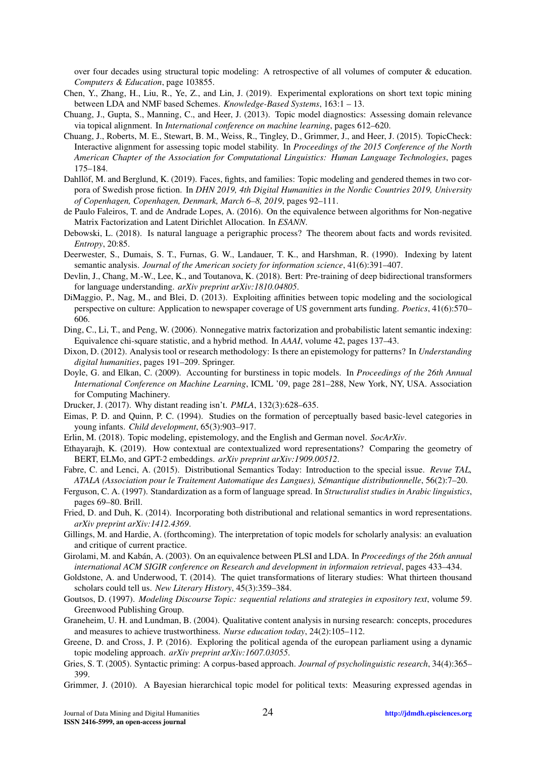over four decades using structural topic modeling: A retrospective of all volumes of computer & education. *Computers & Education*, page 103855.

Chen, Y., Zhang, H., Liu, R., Ye, Z., and Lin, J. (2019). Experimental explorations on short text topic mining between LDA and NMF based Schemes. *Knowledge-Based Systems*, 163:1 – 13.

Chuang, J., Gupta, S., Manning, C., and Heer, J. (2013). Topic model diagnostics: Assessing domain relevance via topical alignment. In *International conference on machine learning*, pages 612–620.

Chuang, J., Roberts, M. E., Stewart, B. M., Weiss, R., Tingley, D., Grimmer, J., and Heer, J. (2015). TopicCheck: Interactive alignment for assessing topic model stability. In *Proceedings of the 2015 Conference of the North American Chapter of the Association for Computational Linguistics: Human Language Technologies*, pages 175–184.

Dahllöf, M. and Berglund, K. (2019). Faces, fights, and families: Topic modeling and gendered themes in two corpora of Swedish prose fiction. In *DHN 2019, 4th Digital Humanities in the Nordic Countries 2019, University of Copenhagen, Copenhagen, Denmark, March 6–8, 2019*, pages 92–111.

de Paulo Faleiros, T. and de Andrade Lopes, A. (2016). On the equivalence between algorithms for Non-negative Matrix Factorization and Latent Dirichlet Allocation. In *ESANN*.

Debowski, L. (2018). Is natural language a perigraphic process? The theorem about facts and words revisited. *Entropy*, 20:85.

Deerwester, S., Dumais, S. T., Furnas, G. W., Landauer, T. K., and Harshman, R. (1990). Indexing by latent semantic analysis. *Journal of the American society for information science*, 41(6):391–407.

Devlin, J., Chang, M.-W., Lee, K., and Toutanova, K. (2018). Bert: Pre-training of deep bidirectional transformers for language understanding. *arXiv preprint arXiv:1810.04805*.

DiMaggio, P., Nag, M., and Blei, D. (2013). Exploiting affinities between topic modeling and the sociological perspective on culture: Application to newspaper coverage of US government arts funding. *Poetics*, 41(6):570–606.

Ding, C., Li, T., and Peng, W. (2006). Nonnegative matrix factorization and probabilistic latent semantic indexing: Equivalence chi-square statistic, and a hybrid method. In *AAAI*, volume 42, pages 137–43.

Dixon, D. (2012). Analysis tool or research methodology: Is there an epistemology for patterns? In *Understanding digital humanities*, pages 191–209. Springer.

Doyle, G. and Elkan, C. (2009). Accounting for burstiness in topic models. In *Proceedings of the 26th Annual International Conference on Machine Learning*, ICML '09, page 281–288, New York, NY, USA. Association for Computing Machinery.

Drucker, J. (2017). Why distant reading isn't. *PMLA*, 132(3):628–635.

Eimas, P. D. and Quinn, P. C. (1994). Studies on the formation of perceptually based basic-level categories in young infants. *Child development*, 65(3):903–917.

Erlin, M. (2018). Topic modeling, epistemology, and the English and German novel. *SocArXiv*.

Ethayarajh, K. (2019). How contextual are contextualized word representations? Comparing the geometry of BERT, ELMo, and GPT-2 embeddings. *arXiv preprint arXiv:1909.00512*.

Fabre, C. and Lenci, A. (2015). Distributional Semantics Today: Introduction to the special issue. *Revue TAL, ATALA (Association pour le Traitement Automatique des Langues), Sémantique distributionnelle*, 56(2):7–20.

Ferguson, C. A. (1997). Standardization as a form of language spread. In *Structuralist studies in Arabic linguistics*, pages 69–80. Brill.

Fried, D. and Duh, K. (2014). Incorporating both distributional and relational semantics in word representations. *arXiv preprint arXiv:1412.4369*.

Gillings, M. and Hardie, A. (forthcoming). The interpretation of topic models for scholarly analysis: an evaluation and critique of current practice.

Girolami, M. and Kabán, A. (2003). On an equivalence between PLSI and LDA. In *Proceedings of the 26th annual international ACM SIGIR conference on Research and development in informaion retrieval*, pages 433–434.

Goldstone, A. and Underwood, T. (2014). The quiet transformations of literary studies: What thirteen thousand scholars could tell us. *New Literary History*, 45(3):359–384.

Goutsos, D. (1997). *Modeling Discourse Topic: sequential relations and strategies in expository text*, volume 59. Greenwood Publishing Group.

Graneheim, U. H. and Lundman, B. (2004). Qualitative content analysis in nursing research: concepts, procedures and measures to achieve trustworthiness. *Nurse education today*, 24(2):105–112.

Greene, D. and Cross, J. P. (2016). Exploring the political agenda of the european parliament using a dynamic topic modeling approach. *arXiv preprint arXiv:1607.03055*.

Gries, S. T. (2005). Syntactic priming: A corpus-based approach. *Journal of psycholinguistic research*, 34(4):365–399.

Grimmer, J. (2010). A Bayesian hierarchical topic model for political texts: Measuring expressed agendas in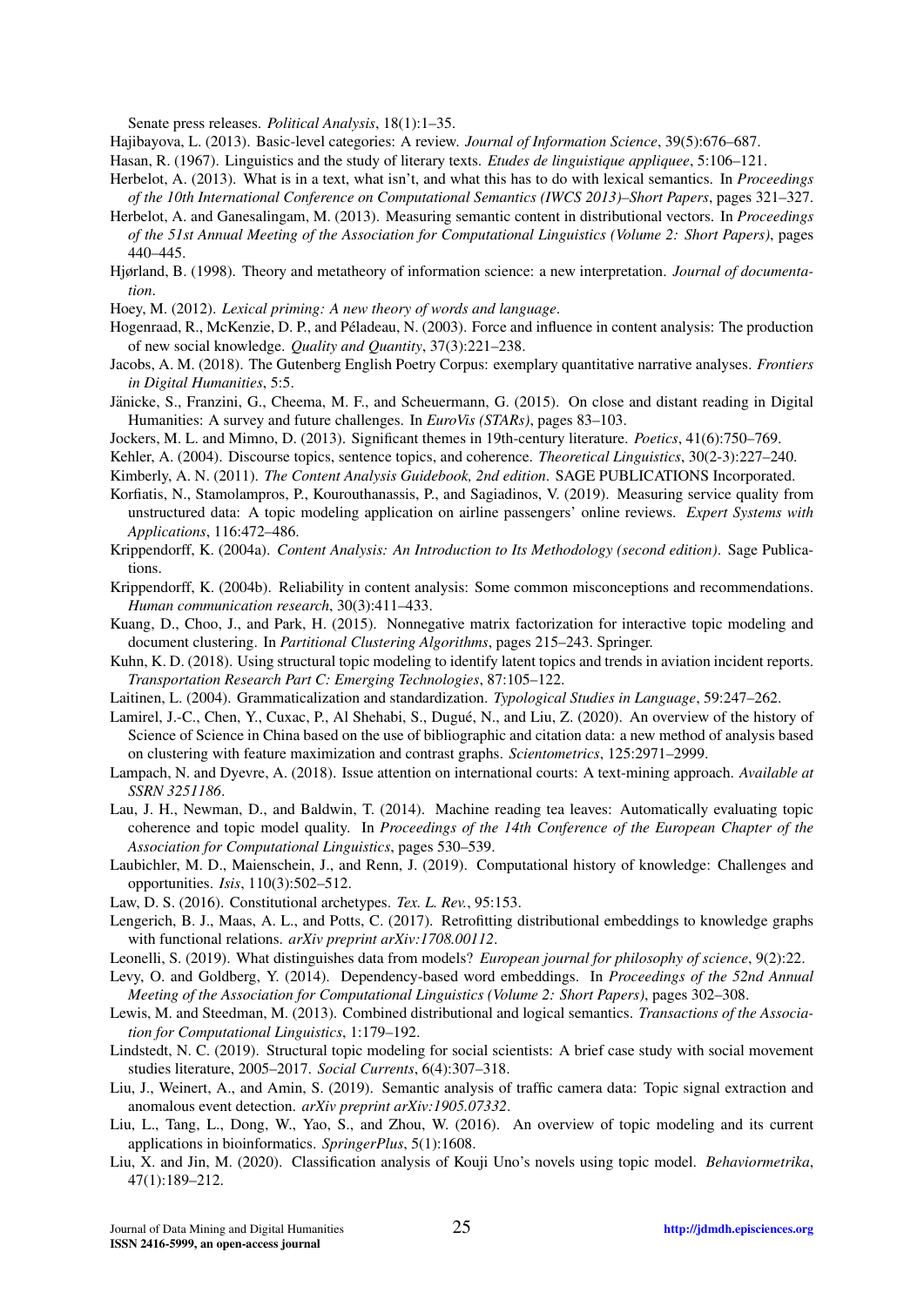Senate press releases. *Political Analysis*, 18(1):1–35.

Hajibayova, L. (2013). Basic-level categories: A review. *Journal of Information Science*, 39(5):676–687.

Hasan, R. (1967). Linguistics and the study of literary texts. *Etudes de linguistique appliquee*, 5:106–121.

Herbelot, A. (2013). What is in a text, what isn't, and what this has to do with lexical semantics. In *Proceedings of the 10th International Conference on Computational Semantics (IWCS 2013)–Short Papers*, pages 321–327.

Herbelot, A. and Ganesalingam, M. (2013). Measuring semantic content in distributional vectors. In *Proceedings of the 51st Annual Meeting of the Association for Computational Linguistics (Volume 2: Short Papers)*, pages 440–445.

Hjørland, B. (1998). Theory and metatheory of information science: a new interpretation. *Journal of documentation*.

Hoey, M. (2012). *Lexical priming: A new theory of words and language*.

Hogenraad, R., McKenzie, D. P., and Péladeau, N. (2003). Force and influence in content analysis: The production of new social knowledge. *Quality and Quantity*, 37(3):221–238.

Jacobs, A. M. (2018). The Gutenberg English Poetry Corpus: exemplary quantitative narrative analyses. *Frontiers in Digital Humanities*, 5:5.

Jänicke, S., Franzini, G., Cheema, M. F., and Scheuermann, G. (2015). On close and distant reading in Digital Humanities: A survey and future challenges. In *EuroVis (STARs)*, pages 83–103.

Jockers, M. L. and Mimno, D. (2013). Significant themes in 19th-century literature. *Poetics*, 41(6):750–769.

Kehler, A. (2004). Discourse topics, sentence topics, and coherence. *Theoretical Linguistics*, 30(2-3):227–240.

Kimberly, A. N. (2011). *The Content Analysis Guidebook, 2nd edition*. SAGE PUBLICATIONS Incorporated.

Korfiatis, N., Stamolampros, P., Kourouthanassis, P., and Sagiadinos, V. (2019). Measuring service quality from unstructured data: A topic modeling application on airline passengers' online reviews. *Expert Systems with Applications*, 116:472–486.

Krippendorff, K. (2004a). *Content Analysis: An Introduction to Its Methodology (second edition)*. Sage Publications.

Krippendorff, K. (2004b). Reliability in content analysis: Some common misconceptions and recommendations. *Human communication research*, 30(3):411–433.

Kuang, D., Choo, J., and Park, H. (2015). Nonnegative matrix factorization for interactive topic modeling and document clustering. In *Partitional Clustering Algorithms*, pages 215–243. Springer.

Kuhn, K. D. (2018). Using structural topic modeling to identify latent topics and trends in aviation incident reports. *Transportation Research Part C: Emerging Technologies*, 87:105–122.

Laitinen, L. (2004). Grammaticalization and standardization. *Typological Studies in Language*, 59:247–262.

Lamirel, J.-C., Chen, Y., Cuxac, P., Al Shehabi, S., Dugué, N., and Liu, Z. (2020). An overview of the history of Science of Science in China based on the use of bibliographic and citation data: a new method of analysis based on clustering with feature maximization and contrast graphs. *Scientometrics*, 125:2971–2999.

Lampach, N. and Dyevre, A. (2018). Issue attention on international courts: A text-mining approach. *Available at SSRN 3251186*.

Lau, J. H., Newman, D., and Baldwin, T. (2014). Machine reading tea leaves: Automatically evaluating topic coherence and topic model quality. In *Proceedings of the 14th Conference of the European Chapter of the Association for Computational Linguistics*, pages 530–539.

Laubichler, M. D., Maienschein, J., and Renn, J. (2019). Computational history of knowledge: Challenges and opportunities. *Isis*, 110(3):502–512.

Law, D. S. (2016). Constitutional archetypes. *Tex. L. Rev.*, 95:153.

Lengerich, B. J., Maas, A. L., and Potts, C. (2017). Retrofitting distributional embeddings to knowledge graphs with functional relations. *arXiv preprint arXiv:1708.00112*.

Leonelli, S. (2019). What distinguishes data from models? *European journal for philosophy of science*, 9(2):22.

Levy, O. and Goldberg, Y. (2014). Dependency-based word embeddings. In *Proceedings of the 52nd Annual Meeting of the Association for Computational Linguistics (Volume 2: Short Papers)*, pages 302–308.

Lewis, M. and Steedman, M. (2013). Combined distributional and logical semantics. *Transactions of the Association for Computational Linguistics*, 1:179–192.

Lindstedt, N. C. (2019). Structural topic modeling for social scientists: A brief case study with social movement studies literature, 2005–2017. *Social Currents*, 6(4):307–318.

Liu, J., Weinert, A., and Amin, S. (2019). Semantic analysis of traffic camera data: Topic signal extraction and anomalous event detection. *arXiv preprint arXiv:1905.07332*.

Liu, L., Tang, L., Dong, W., Yao, S., and Zhou, W. (2016). An overview of topic modeling and its current applications in bioinformatics. *SpringerPlus*, 5(1):1608.

Liu, X. and Jin, M. (2020). Classification analysis of Kouji Uno's novels using topic model. *Behaviormetrika*, 47(1):189–212.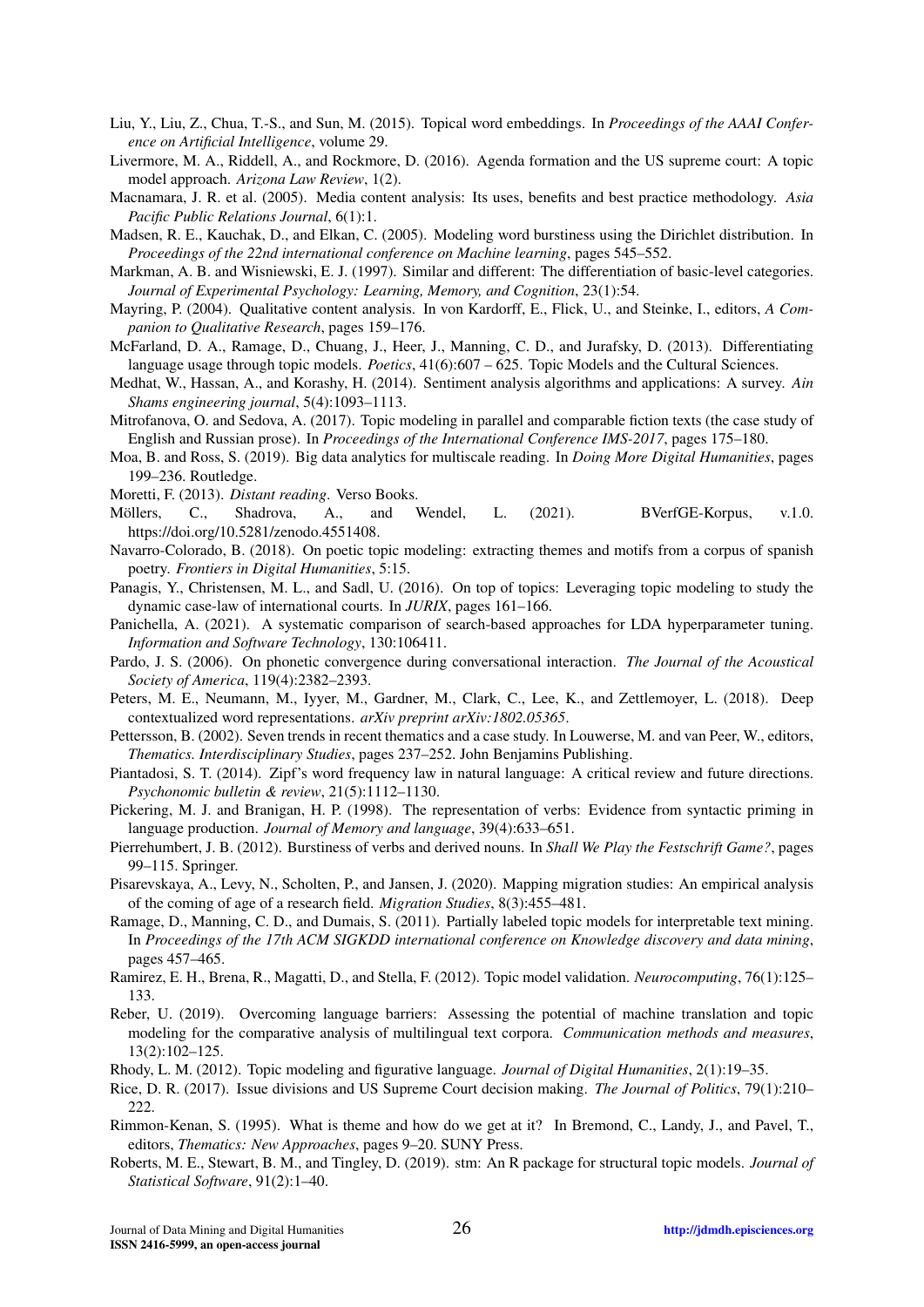Liu, Y., Liu, Z., Chua, T.-S., and Sun, M. (2015). Topical word embeddings. In *Proceedings of the AAAI Conference on Artificial Intelligence*, volume 29.

Livermore, M. A., Riddell, A., and Rockmore, D. (2016). Agenda formation and the US supreme court: A topic model approach. *Arizona Law Review*, 1(2).

Macnamara, J. R. et al. (2005). Media content analysis: Its uses, benefits and best practice methodology. *Asia Pacific Public Relations Journal*, 6(1):1.

Madsen, R. E., Kauchak, D., and Elkan, C. (2005). Modeling word burstiness using the Dirichlet distribution. In *Proceedings of the 22nd international conference on Machine learning*, pages 545–552.

Markman, A. B. and Wisniewski, E. J. (1997). Similar and different: The differentiation of basic-level categories. *Journal of Experimental Psychology: Learning, Memory, and Cognition*, 23(1):54.

Mayring, P. (2004). Qualitative content analysis. In von Kardorff, E., Flick, U., and Steinke, I., editors, *A Companion to Qualitative Research*, pages 159–176.

McFarland, D. A., Ramage, D., Chuang, J., Heer, J., Manning, C. D., and Jurafsky, D. (2013). Differentiating language usage through topic models. *Poetics*, 41(6):607 – 625. Topic Models and the Cultural Sciences.

Medhat, W., Hassan, A., and Korashy, H. (2014). Sentiment analysis algorithms and applications: A survey. *Ain Shams engineering journal*, 5(4):1093–1113.

Mitrofanova, O. and Sedova, A. (2017). Topic modeling in parallel and comparable fiction texts (the case study of English and Russian prose). In *Proceedings of the International Conference IMS-2017*, pages 175–180.

Moa, B. and Ross, S. (2019). Big data analytics for multiscale reading. In *Doing More Digital Humanities*, pages 199–236. Routledge.

Moretti, F. (2013). *Distant reading*. Verso Books.

Möllers, C., Shadrova, A., and Wendel, L. (2021). BVerfGE-Korpus, v.1.0. https://doi.org/10.5281/zenodo.4551408.

Navarro-Colorado, B. (2018). On poetic topic modeling: extracting themes and motifs from a corpus of spanish poetry. *Frontiers in Digital Humanities*, 5:15.

Panagis, Y., Christensen, M. L., and Sadl, U. (2016). On top of topics: Leveraging topic modeling to study the dynamic case-law of international courts. In *JURIX*, pages 161–166.

Panichella, A. (2021). A systematic comparison of search-based approaches for LDA hyperparameter tuning. *Information and Software Technology*, 130:106411.

Pardo, J. S. (2006). On phonetic convergence during conversational interaction. *The Journal of the Acoustical Society of America*, 119(4):2382–2393.

Peters, M. E., Neumann, M., Iyyer, M., Gardner, M., Clark, C., Lee, K., and Zettlemoyer, L. (2018). Deep contextualized word representations. *arXiv preprint arXiv:1802.05365*.

Pettersson, B. (2002). Seven trends in recent thematics and a case study. In Louwerse, M. and van Peer, W., editors, *Thematics. Interdisciplinary Studies*, pages 237–252. John Benjamins Publishing.

Piantadosi, S. T. (2014). Zipf's word frequency law in natural language: A critical review and future directions. *Psychonomic bulletin & review*, 21(5):1112–1130.

Pickering, M. J. and Branigan, H. P. (1998). The representation of verbs: Evidence from syntactic priming in language production. *Journal of Memory and language*, 39(4):633–651.

Pierrehumbert, J. B. (2012). Burstiness of verbs and derived nouns. In *Shall We Play the Festschrift Game?*, pages 99–115. Springer.

Pisarevskaya, A., Levy, N., Scholten, P., and Jansen, J. (2020). Mapping migration studies: An empirical analysis of the coming of age of a research field. *Migration Studies*, 8(3):455–481.

Ramage, D., Manning, C. D., and Dumais, S. (2011). Partially labeled topic models for interpretable text mining. In *Proceedings of the 17th ACM SIGKDD international conference on Knowledge discovery and data mining*, pages 457–465.

Ramirez, E. H., Brena, R., Magatti, D., and Stella, F. (2012). Topic model validation. *Neurocomputing*, 76(1):125–133.

Reber, U. (2019). Overcoming language barriers: Assessing the potential of machine translation and topic modeling for the comparative analysis of multilingual text corpora. *Communication methods and measures*, 13(2):102–125.

Rhody, L. M. (2012). Topic modeling and figurative language. *Journal of Digital Humanities*, 2(1):19–35.

Rice, D. R. (2017). Issue divisions and US Supreme Court decision making. *The Journal of Politics*, 79(1):210–222.

Rimmon-Kenan, S. (1995). What is theme and how do we get at it? In Bremond, C., Landy, J., and Pavel, T., editors, *Thematics: New Approaches*, pages 9–20. SUNY Press.

Roberts, M. E., Stewart, B. M., and Tingley, D. (2019). stm: An R package for structural topic models. *Journal of Statistical Software*, 91(2):1–40.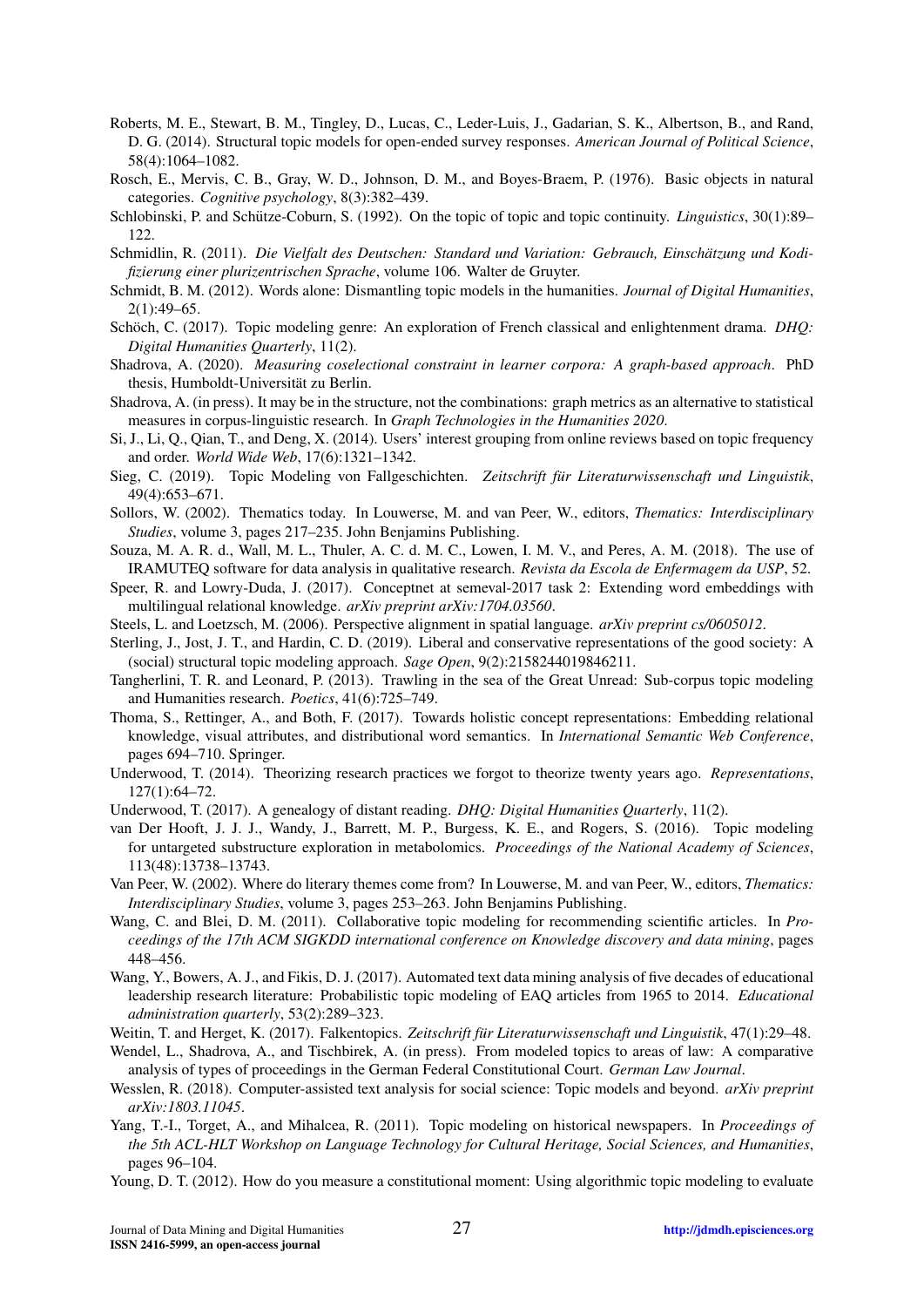Roberts, M. E., Stewart, B. M., Tingley, D., Lucas, C., Leder-Luis, J., Gadarian, S. K., Albertson, B., and Rand, D. G. (2014). Structural topic models for open-ended survey responses. *American Journal of Political Science*, 58(4):1064–1082.

Rosch, E., Mervis, C. B., Gray, W. D., Johnson, D. M., and Boyes-Braem, P. (1976). Basic objects in natural categories. *Cognitive psychology*, 8(3):382–439.

Schlobinski, P. and Schütze-Coburn, S. (1992). On the topic of topic and topic continuity. *Linguistics*, 30(1):89–122.

Schmidlin, R. (2011). *Die Vielfalt des Deutschen: Standard und Variation: Gebrauch, Einschätzung und Kodifizierung einer plurizentrischen Sprache*, volume 106. Walter de Gruyter.

Schmidt, B. M. (2012). Words alone: Dismantling topic models in the humanities. *Journal of Digital Humanities*, 2(1):49–65.

Schöch, C. (2017). Topic modeling genre: An exploration of French classical and enlightenment drama. *DHQ: Digital Humanities Quarterly*, 11(2).

Shadrova, A. (2020). *Measuring coselectional constraint in learner corpora: A graph-based approach*. PhD thesis, Humboldt-Universität zu Berlin.

Shadrova, A. (in press). It may be in the structure, not the combinations: graph metrics as an alternative to statistical measures in corpus-linguistic research. In *Graph Technologies in the Humanities 2020*.

Si, J., Li, Q., Qian, T., and Deng, X. (2014). Users' interest grouping from online reviews based on topic frequency and order. *World Wide Web*, 17(6):1321–1342.

Sieg, C. (2019). Topic Modeling von Fallgeschichten. *Zeitschrift für Literaturwissenschaft und Linguistik*, 49(4):653–671.

Sollors, W. (2002). Thematics today. In Louwerse, M. and van Peer, W., editors, *Thematics: Interdisciplinary Studies*, volume 3, pages 217–235. John Benjamins Publishing.

Souza, M. A. R. d., Wall, M. L., Thuler, A. C. d. M. C., Lowen, I. M. V., and Peres, A. M. (2018). The use of IRAMUTEQ software for data analysis in qualitative research. *Revista da Escola de Enfermagem da USP*, 52.

Speer, R. and Lowry-Duda, J. (2017). Conceptnet at semeval-2017 task 2: Extending word embeddings with multilingual relational knowledge. *arXiv preprint arXiv:1704.03560*.

Steels, L. and Loetzsch, M. (2006). Perspective alignment in spatial language. *arXiv preprint cs/0605012*.

Sterling, J., Jost, J. T., and Hardin, C. D. (2019). Liberal and conservative representations of the good society: A (social) structural topic modeling approach. *Sage Open*, 9(2):2158244019846211.

Tangherlini, T. R. and Leonard, P. (2013). Trawling in the sea of the Great Unread: Sub-corpus topic modeling and Humanities research. *Poetics*, 41(6):725–749.

Thoma, S., Rettinger, A., and Both, F. (2017). Towards holistic concept representations: Embedding relational knowledge, visual attributes, and distributional word semantics. In *International Semantic Web Conference*, pages 694–710. Springer.

Underwood, T. (2014). Theorizing research practices we forgot to theorize twenty years ago. *Representations*, 127(1):64–72.

Underwood, T. (2017). A genealogy of distant reading. *DHQ: Digital Humanities Quarterly*, 11(2).

van Der Hooft, J. J. J., Wandy, J., Barrett, M. P., Burgess, K. E., and Rogers, S. (2016). Topic modeling for untargeted substructure exploration in metabolomics. *Proceedings of the National Academy of Sciences*, 113(48):13738–13743.

Van Peer, W. (2002). Where do literary themes come from? In Louwerse, M. and van Peer, W., editors, *Thematics: Interdisciplinary Studies*, volume 3, pages 253–263. John Benjamins Publishing.

Wang, C. and Blei, D. M. (2011). Collaborative topic modeling for recommending scientific articles. In *Proceedings of the 17th ACM SIGKDD international conference on Knowledge discovery and data mining*, pages 448–456.

Wang, Y., Bowers, A. J., and Fikis, D. J. (2017). Automated text data mining analysis of five decades of educational leadership research literature: Probabilistic topic modeling of EAQ articles from 1965 to 2014. *Educational administration quarterly*, 53(2):289–323.

Weitin, T. and Herget, K. (2017). Falkentopics. *Zeitschrift für Literaturwissenschaft und Linguistik*, 47(1):29–48.

Wendel, L., Shadrova, A., and Tischbirek, A. (in press). From modeled topics to areas of law: A comparative analysis of types of proceedings in the German Federal Constitutional Court. *German Law Journal*.

Wesslen, R. (2018). Computer-assisted text analysis for social science: Topic models and beyond. *arXiv preprint arXiv:1803.11045*.

Yang, T.-I., Torget, A., and Mihalcea, R. (2011). Topic modeling on historical newspapers. In *Proceedings of the 5th ACL-HLT Workshop on Language Technology for Cultural Heritage, Social Sciences, and Humanities*, pages 96–104.

Young, D. T. (2012). How do you measure a constitutional moment: Using algorithmic topic modeling to evaluate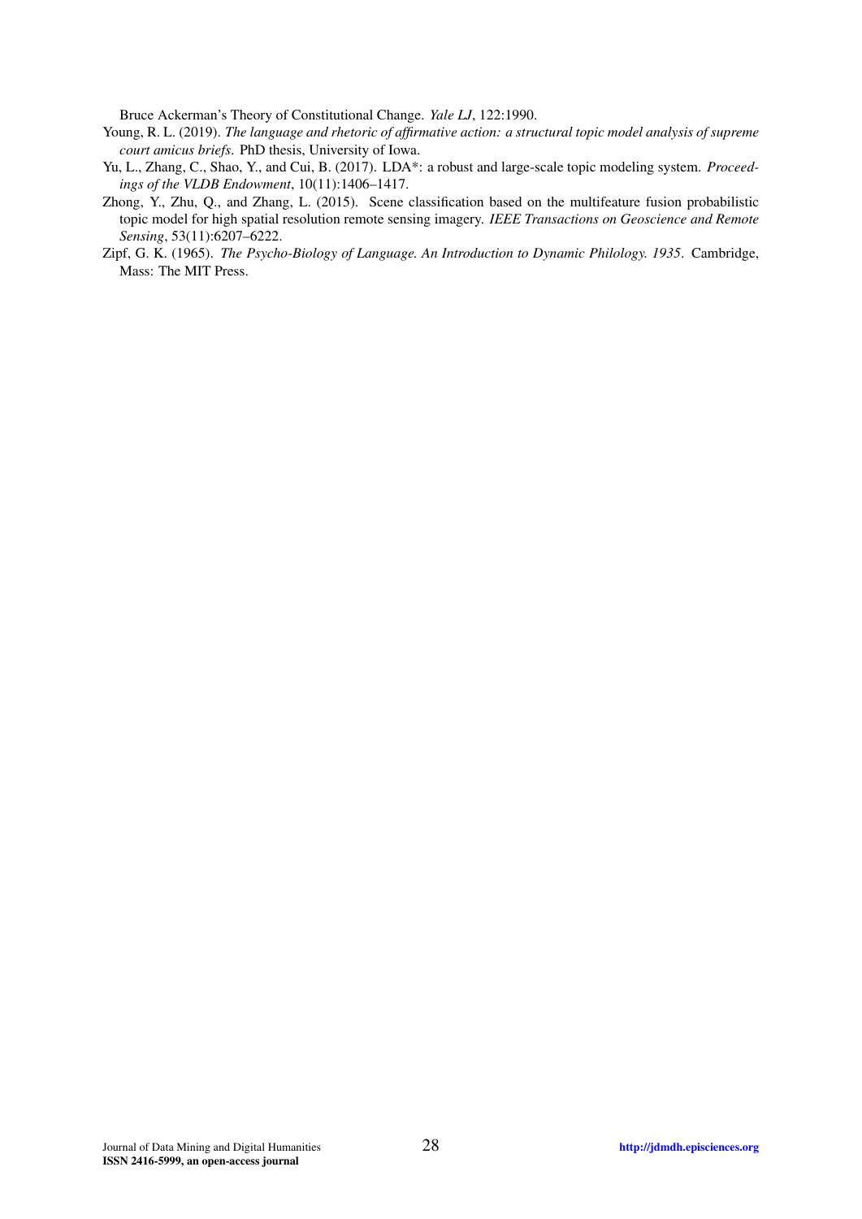Bruce Ackerman's Theory of Constitutional Change. *Yale LJ*, 122:1990.

Young, R. L. (2019). *The language and rhetoric of affirmative action: a structural topic model analysis of supreme court amicus briefs*. PhD thesis, University of Iowa.

Yu, L., Zhang, C., Shao, Y., and Cui, B. (2017). LDA*: a robust and large-scale topic modeling system. *Proceedings of the VLDB Endowment*, 10(11):1406–1417.

Zhong, Y., Zhu, Q., and Zhang, L. (2015). Scene classification based on the multifeature fusion probabilistic topic model for high spatial resolution remote sensing imagery. *IEEE Transactions on Geoscience and Remote Sensing*, 53(11):6207–6222.

Zipf, G. K. (1965). *The Psycho-Biology of Language. An Introduction to Dynamic Philology. 1935*. Cambridge, Mass: The MIT Press.